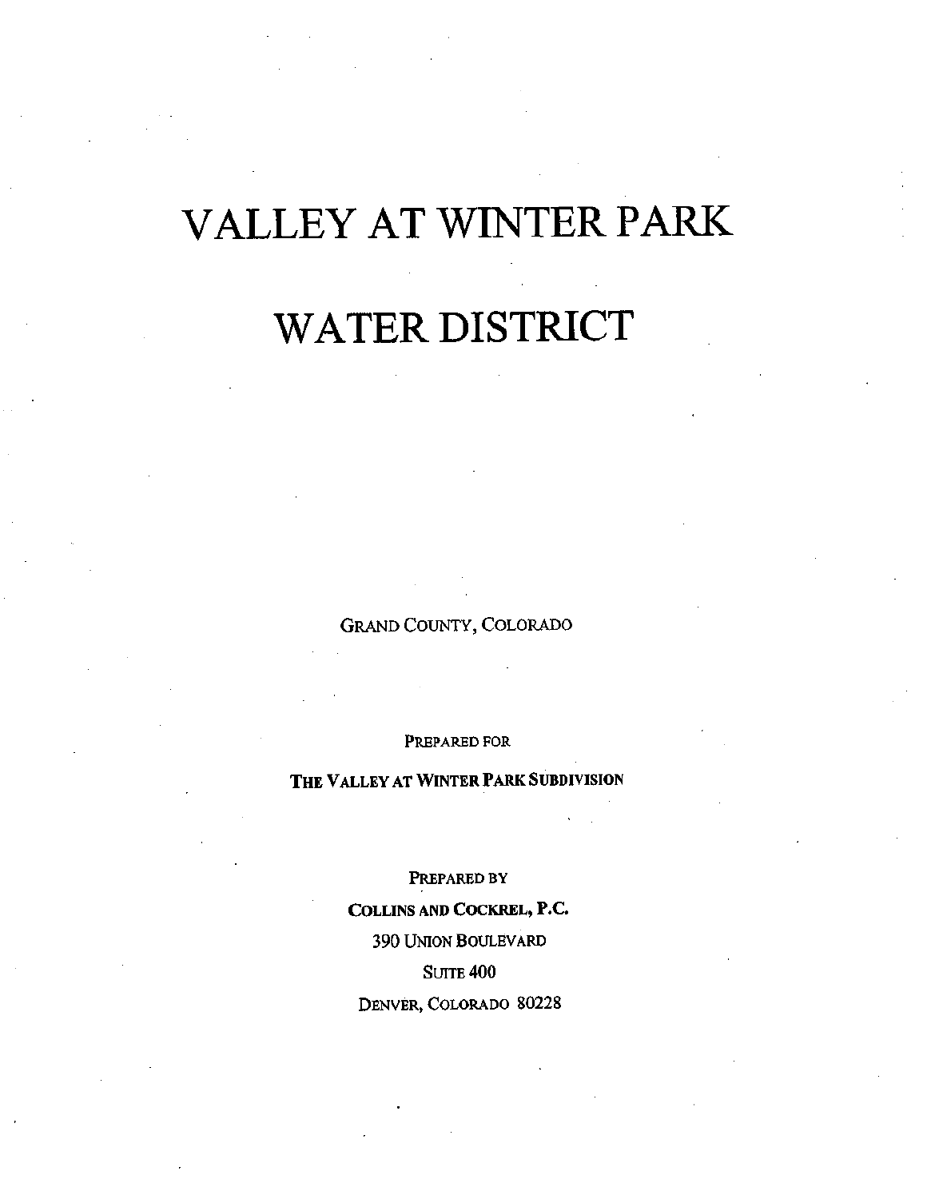# VALLEY AT WINTER PARK

# WATER DISTRICT

GRAND COUNTY, COLORADO

PREPARED FOR

**THE VALLEY AT WINTER PARK SUBDIVISION**

PREPARED BY

**COLLINS AND COCKREL, P.C.**

390 UNION BOULEVARD

SUITE 400

DENVER, COLORADO 80228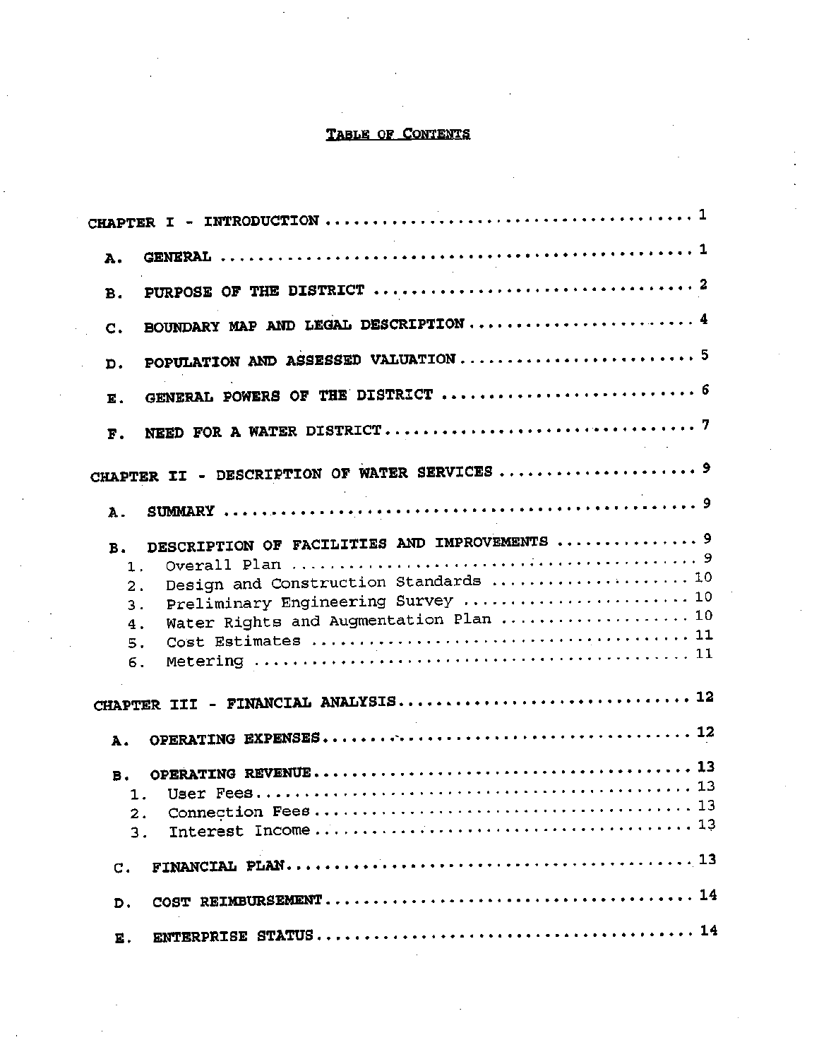# TABLE OF CONTENTS

CHAPTER I - INTRODUCTION .................................................. 1

- A. GENERAL .................................................. 1
- B. PURPOSE OF THE DISTRICT .................................................. 2
- C. BOUNDARY MAP AND LEGAL DESCRIPTION .................................................. 4
- D. POPULATION AND ASSESSED VALUATION .................................................. 5
- E. GENERAL POWERS OF THE DISTRICT .................................................. 6
- F. NEED FOR A WATER DISTRICT .................................................. 7

CHAPTER II - DESCRIPTION OF WATER SERVICES .................................................. 9

- A. SUMMARY .................................................. 9
- B. DESCRIPTION OF FACILITIES AND IMPROVEMENTS .................................................. 9
  1. Overall Plan .................................................. 9
  2. Design and Construction Standards .................................................. 10
  3. Preliminary Engineering Survey .................................................. 10
  4. Water Rights and Augmentation Plan .................................................. 10
  5. Cost Estimates .................................................. 11
  6. Metering .................................................. 11

CHAPTER III - FINANCIAL ANALYSIS .................................................. 12

- A. OPERATING EXPENSES .................................................. 12
- B. OPERATING REVENUE .................................................. 13
  1. User Fees .................................................. 13
  2. Connection Fees .................................................. 13
  3. Interest Income .................................................. 13
- C. FINANCIAL PLAN .................................................. 13
- D. COST REIMBURSEMENT .................................................. 14
- E. ENTERPRISE STATUS .................................................. 14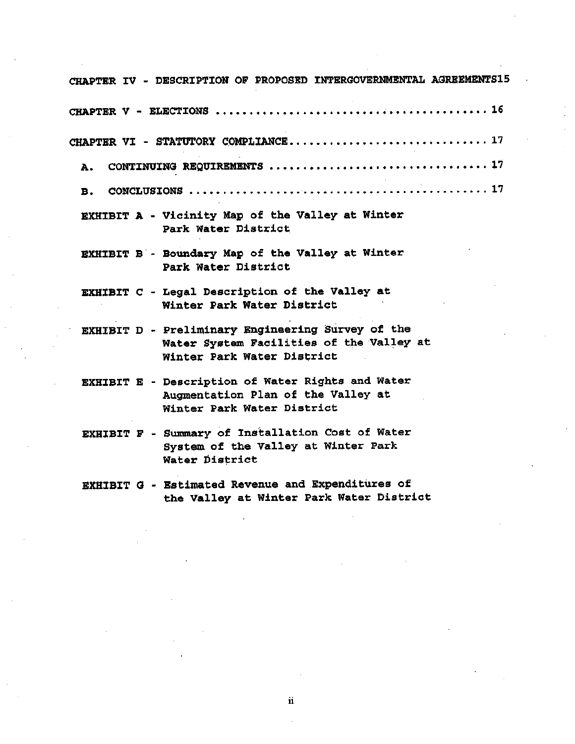CHAPTER IV - DESCRIPTION OF PROPOSED INTERGOVERNMENTAL AGREEMENTS15

CHAPTER V - ELECTIONS ........................................ 16

CHAPTER VI - STATUTORY COMPLIANCE.............................. 17

A. CONTINUING REQUIREMENTS ................................. 17

B. CONCLUSIONS ............................................ 17

EXHIBIT A - Vicinity Map of the Valley at Winter Park Water District

EXHIBIT B - Boundary Map of the Valley at Winter Park Water District

EXHIBIT C - Legal Description of the Valley at Winter Park Water District

EXHIBIT D - Preliminary Engineering Survey of the Water System Facilities of the Valley at Winter Park Water District

EXHIBIT E - Description of Water Rights and Water Augmentation Plan of the Valley at Winter Park Water District

EXHIBIT F - Summary of Installation Cost of Water System of the Valley at Winter Park Water District

EXHIBIT G - Estimated Revenue and Expenditures of the Valley at Winter Park Water District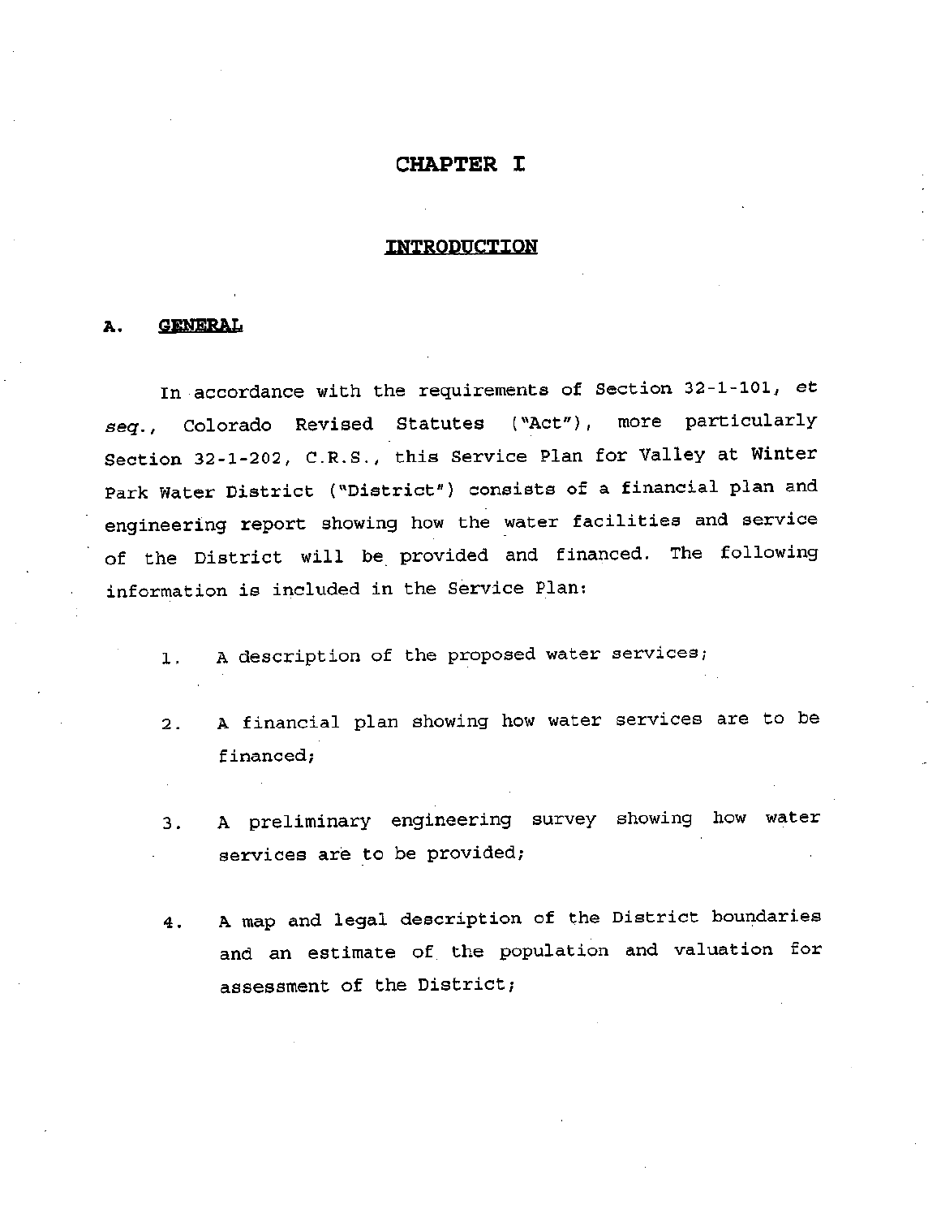# CHAPTER I

## INTRODUCTION

### A. GENERAL

In accordance with the requirements of Section 32-1-101, *et seq.*, Colorado Revised Statutes ("Act"), more particularly Section 32-1-202, C.R.S., this Service Plan for Valley at Winter Park Water District ("District") consists of a financial plan and engineering report showing how the water facilities and service of the District will be provided and financed. The following information is included in the Service Plan:

1. A description of the proposed water services;

2. A financial plan showing how water services are to be financed;

3. A preliminary engineering survey showing how water services are to be provided;

4. A map and legal description of the District boundaries and an estimate of the population and valuation for assessment of the District;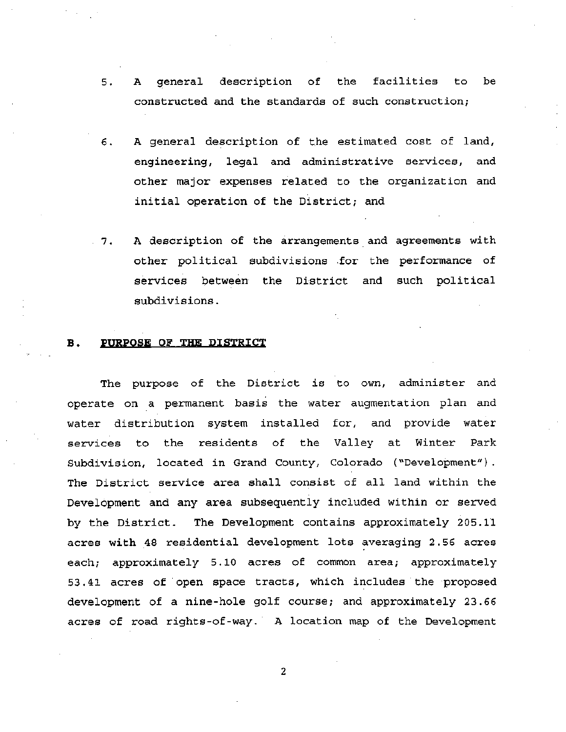5. A general description of the facilities to be constructed and the standards of such construction;

6. A general description of the estimated cost of land, engineering, legal and administrative services, and other major expenses related to the organization and initial operation of the District; and

7. A description of the arrangements and agreements with other political subdivisions for the performance of services between the District and such political subdivisions.

## B. PURPOSE OF THE DISTRICT

The purpose of the District is to own, administer and operate on a permanent basis the water augmentation plan and water distribution system installed for, and provide water services to the residents of the Valley at Winter Park Subdivision, located in Grand County, Colorado ("Development"). The District service area shall consist of all land within the Development and any area subsequently included within or served by the District. The Development contains approximately 205.11 acres with 48 residential development lots averaging 2.56 acres each; approximately 5.10 acres of common area; approximately 53.41 acres of open space tracts, which includes the proposed development of a nine-hole golf course; and approximately 23.66 acres of road rights-of-way. A location map of the Development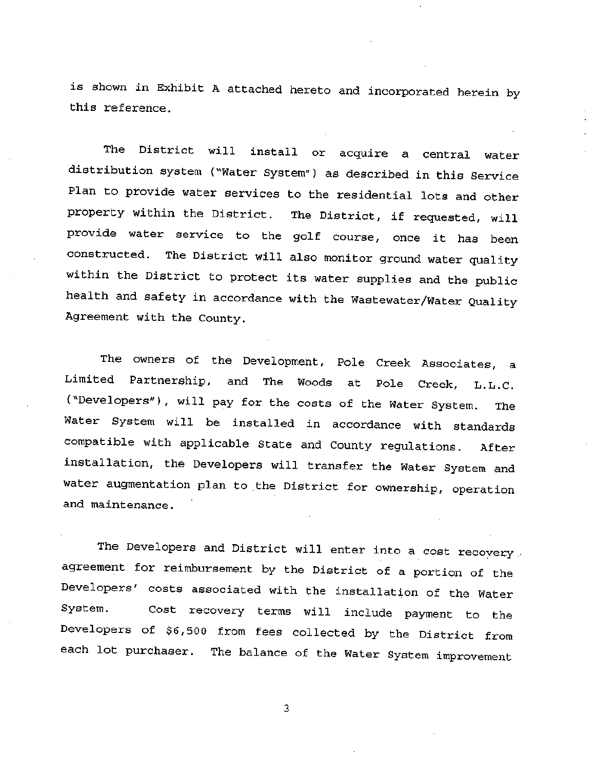is shown in Exhibit A attached hereto and incorporated herein by this reference.

The District will install or acquire a central water distribution system ("Water System") as described in this Service Plan to provide water services to the residential lots and other property within the District. The District, if requested, will provide water service to the golf course, once it has been constructed. The District will also monitor ground water quality within the District to protect its water supplies and the public health and safety in accordance with the Wastewater/Water Quality Agreement with the County.

The owners of the Development, Pole Creek Associates, a Limited Partnership, and The Woods at Pole Creek, L.L.C. ("Developers"), will pay for the costs of the Water System. The Water System will be installed in accordance with standards compatible with applicable State and County regulations. After installation, the Developers will transfer the Water System and water augmentation plan to the District for ownership, operation and maintenance.

The Developers and District will enter into a cost recovery agreement for reimbursement by the District of a portion of the Developers' costs associated with the installation of the Water System. Cost recovery terms will include payment to the Developers of $6,500 from fees collected by the District from each lot purchaser. The balance of the Water System improvement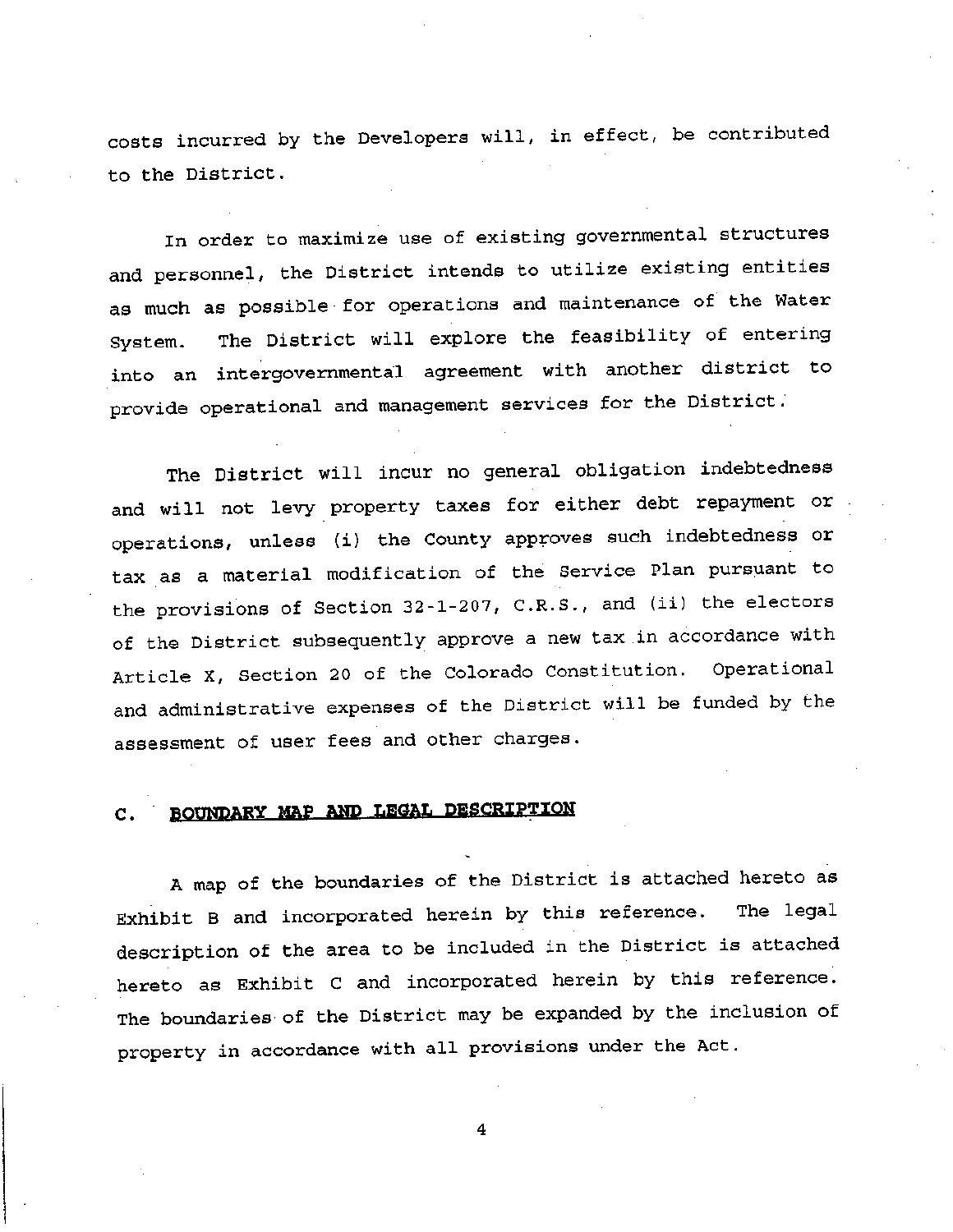costs incurred by the Developers will, in effect, be contributed to the District.

In order to maximize use of existing governmental structures and personnel, the District intends to utilize existing entities as much as possible for operations and maintenance of the Water System. The District will explore the feasibility of entering into an intergovernmental agreement with another district to provide operational and management services for the District.

The District will incur no general obligation indebtedness and will not levy property taxes for either debt repayment or operations, unless (i) the County approves such indebtedness or tax as a material modification of the Service Plan pursuant to the provisions of Section 32-1-207, C.R.S., and (ii) the electors of the District subsequently approve a new tax in accordance with Article X, Section 20 of the Colorado Constitution. Operational and administrative expenses of the District will be funded by the assessment of user fees and other charges.

## C. BOUNDARY MAP AND LEGAL DESCRIPTION

A map of the boundaries of the District is attached hereto as Exhibit B and incorporated herein by this reference. The legal description of the area to be included in the District is attached hereto as Exhibit C and incorporated herein by this reference. The boundaries of the District may be expanded by the inclusion of property in accordance with all provisions under the Act.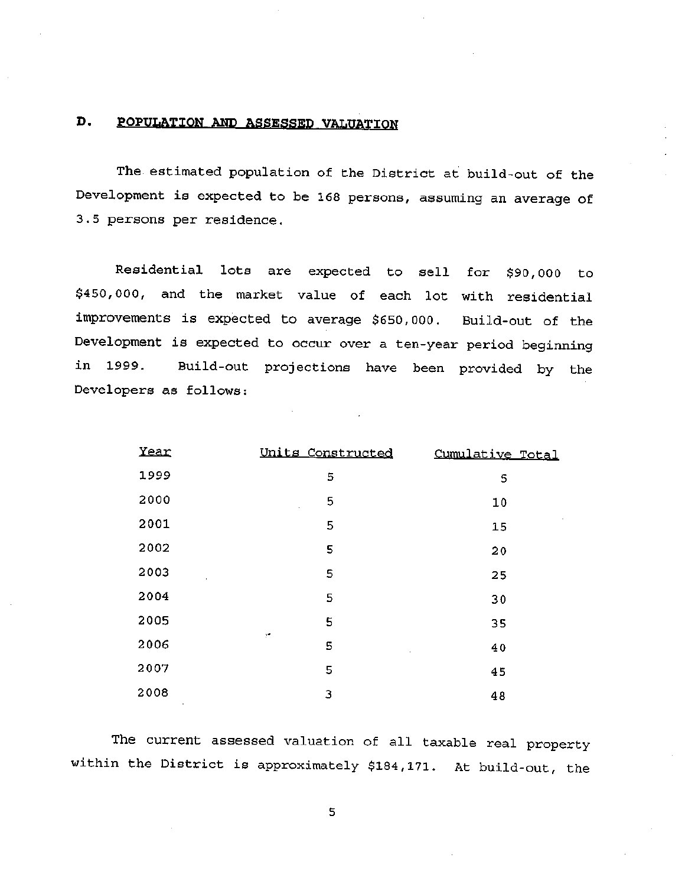## D. POPULATION AND ASSESSED VALUATION

The estimated population of the District at build-out of the Development is expected to be 168 persons, assuming an average of 3.5 persons per residence.

Residential lots are expected to sell for $90,000 to $450,000, and the market value of each lot with residential improvements is expected to average $650,000. Build-out of the Development is expected to occur over a ten-year period beginning in 1999. Build-out projections have been provided by the Developers as follows:

| Year | Units Constructed | Cumulative Total |
|---|---|---|
| 1999 | 5 | 5 |
| 2000 | 5 | 10 |
| 2001 | 5 | 15 |
| 2002 | 5 | 20 |
| 2003 | 5 | 25 |
| 2004 | 5 | 30 |
| 2005 | 5 | 35 |
| 2006 | 5 | 40 |
| 2007 | 5 | 45 |
| 2008 | 3 | 48 |

The current assessed valuation of all taxable real property within the District is approximately $184,171. At build-out, the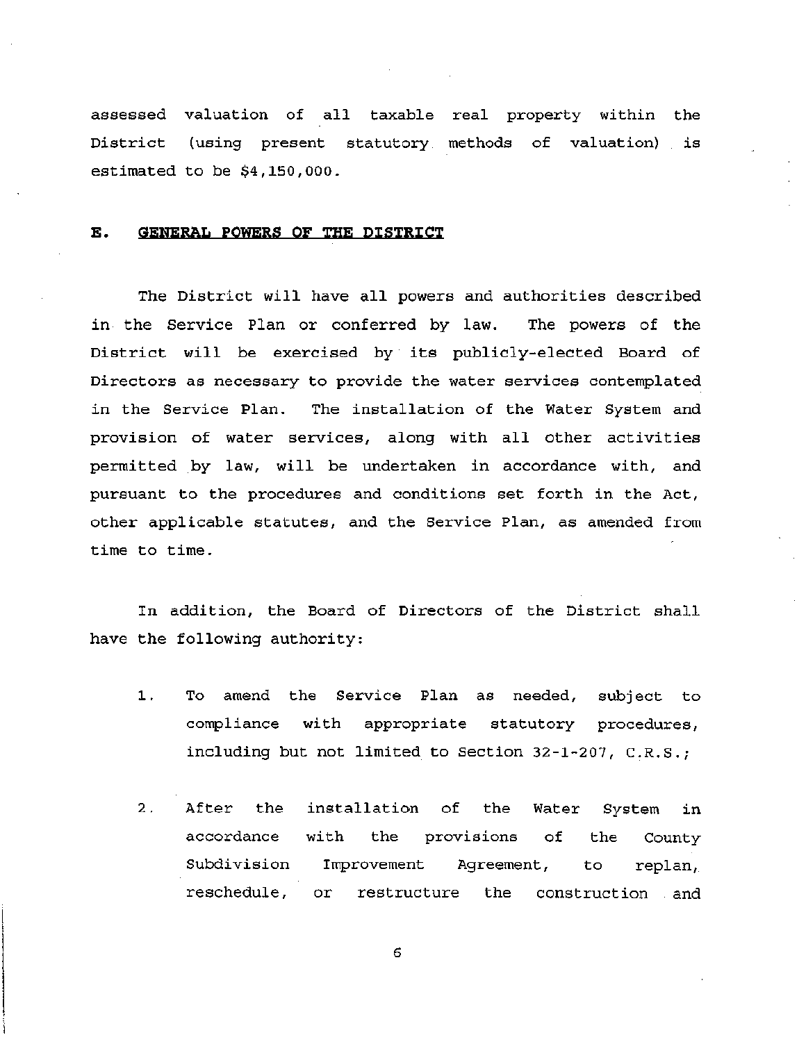assessed valuation of all taxable real property within the District (using present statutory methods of valuation) is estimated to be $4,150,000.

## E. GENERAL POWERS OF THE DISTRICT

The District will have all powers and authorities described in the Service Plan or conferred by law. The powers of the District will be exercised by its publicly-elected Board of Directors as necessary to provide the water services contemplated in the Service Plan. The installation of the Water System and provision of water services, along with all other activities permitted by law, will be undertaken in accordance with, and pursuant to the procedures and conditions set forth in the Act, other applicable statutes, and the Service Plan, as amended from time to time.

In addition, the Board of Directors of the District shall have the following authority:

1. To amend the Service Plan as needed, subject to compliance with appropriate statutory procedures, including but not limited to Section 32-1-207, C.R.S.;

2. After the installation of the Water System in accordance with the provisions of the County Subdivision Improvement Agreement, to replan, reschedule, or restructure the construction and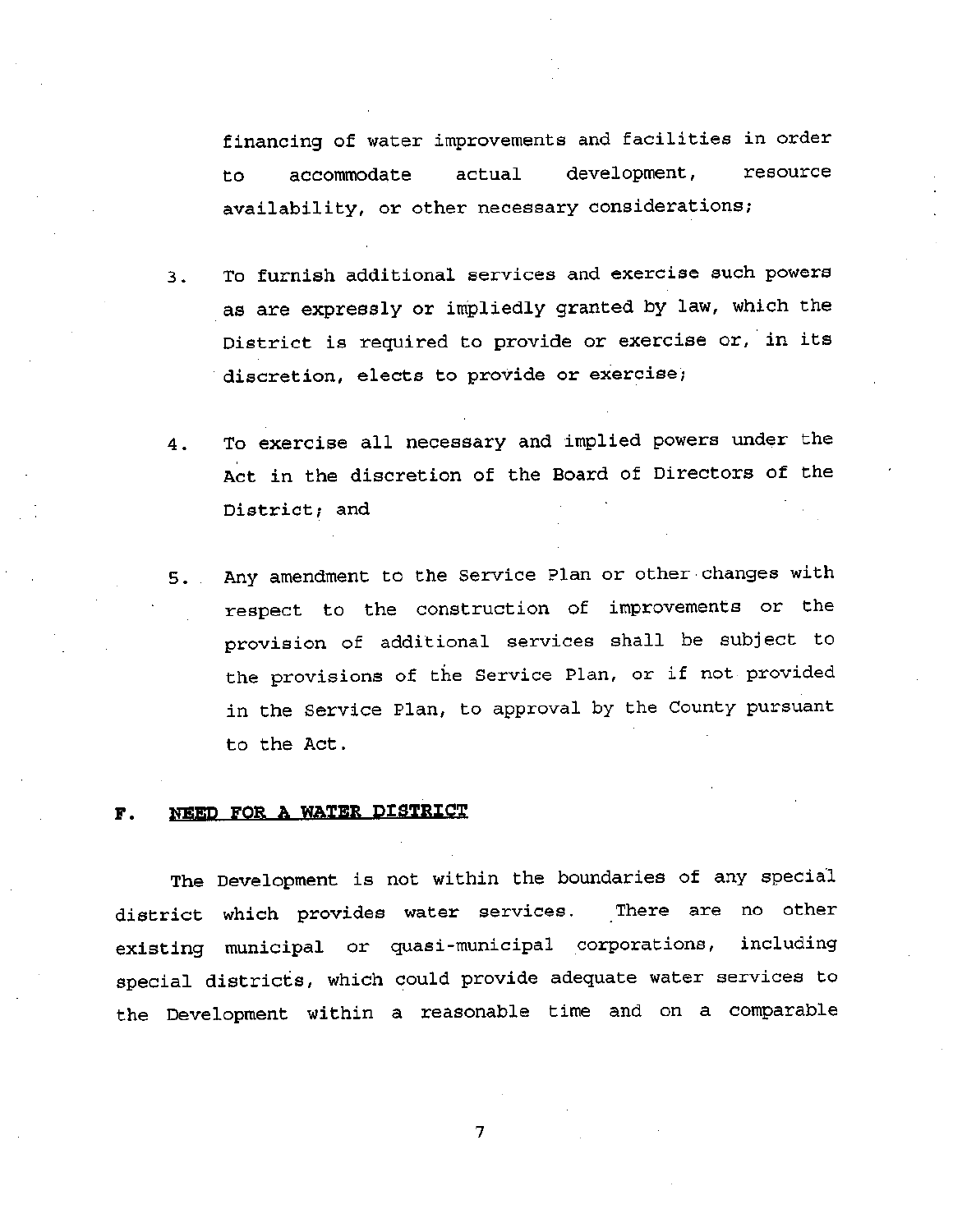financing of water improvements and facilities in order to accommodate actual development, resource availability, or other necessary considerations;

3. To furnish additional services and exercise such powers as are expressly or impliedly granted by law, which the District is required to provide or exercise or, in its discretion, elects to provide or exercise;

4. To exercise all necessary and implied powers under the Act in the discretion of the Board of Directors of the District; and

5. Any amendment to the Service Plan or other changes with respect to the construction of improvements or the provision of additional services shall be subject to the provisions of the Service Plan, or if not provided in the Service Plan, to approval by the County pursuant to the Act.

## F. NEED FOR A WATER DISTRICT

The Development is not within the boundaries of any special district which provides water services. There are no other existing municipal or quasi-municipal corporations, including special districts, which could provide adequate water services to the Development within a reasonable time and on a comparable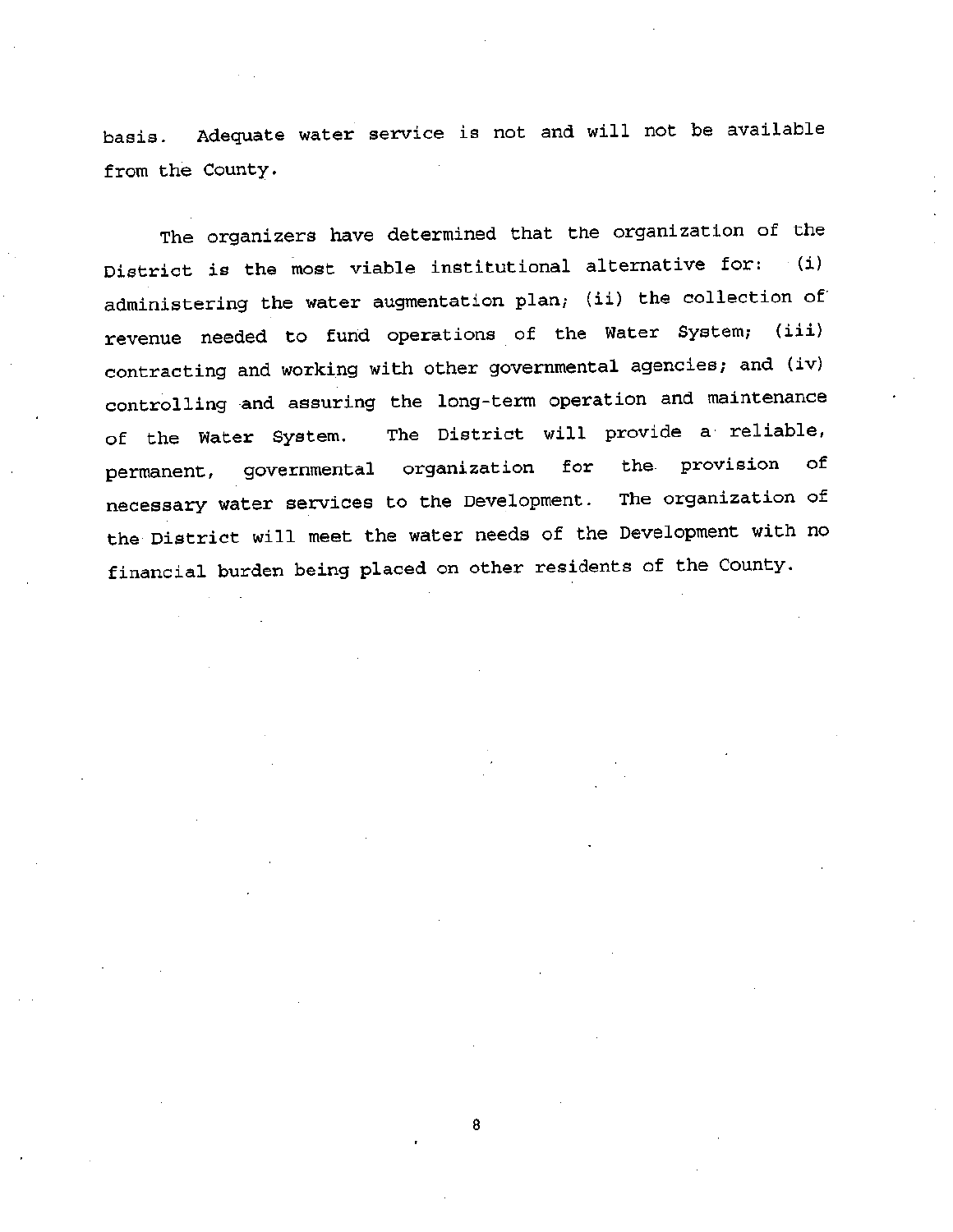basis. Adequate water service is not and will not be available from the County.

The organizers have determined that the organization of the District is the most viable institutional alternative for: (i) administering the water augmentation plan; (ii) the collection of revenue needed to fund operations of the Water System; (iii) contracting and working with other governmental agencies; and (iv) controlling and assuring the long-term operation and maintenance of the Water System. The District will provide a reliable, permanent, governmental organization for the provision of necessary water services to the Development. The organization of the District will meet the water needs of the Development with no financial burden being placed on other residents of the County.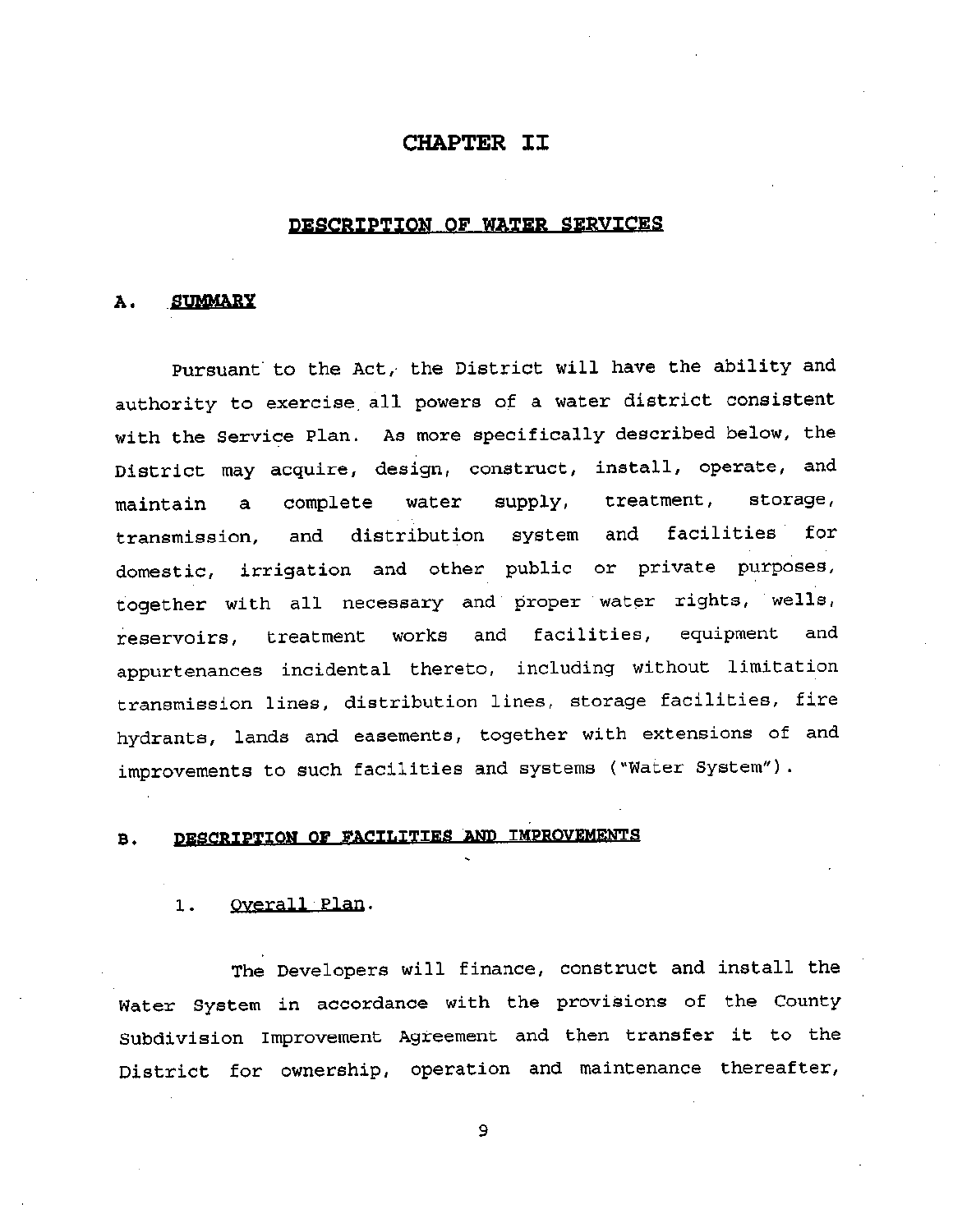# CHAPTER II

## DESCRIPTION OF WATER SERVICES

### A. SUMMARY

Pursuant to the Act, the District will have the ability and authority to exercise all powers of a water district consistent with the Service Plan. As more specifically described below, the District may acquire, design, construct, install, operate, and maintain a complete water supply, treatment, storage, transmission, and distribution system and facilities for domestic, irrigation and other public or private purposes, together with all necessary and proper water rights, wells, reservoirs, treatment works and facilities, equipment and appurtenances incidental thereto, including without limitation transmission lines, distribution lines, storage facilities, fire hydrants, lands and easements, together with extensions of and improvements to such facilities and systems ("Water System").

### B. DESCRIPTION OF FACILITIES AND IMPROVEMENTS

1. Overall Plan.

The Developers will finance, construct and install the Water System in accordance with the provisions of the County Subdivision Improvement Agreement and then transfer it to the District for ownership, operation and maintenance thereafter,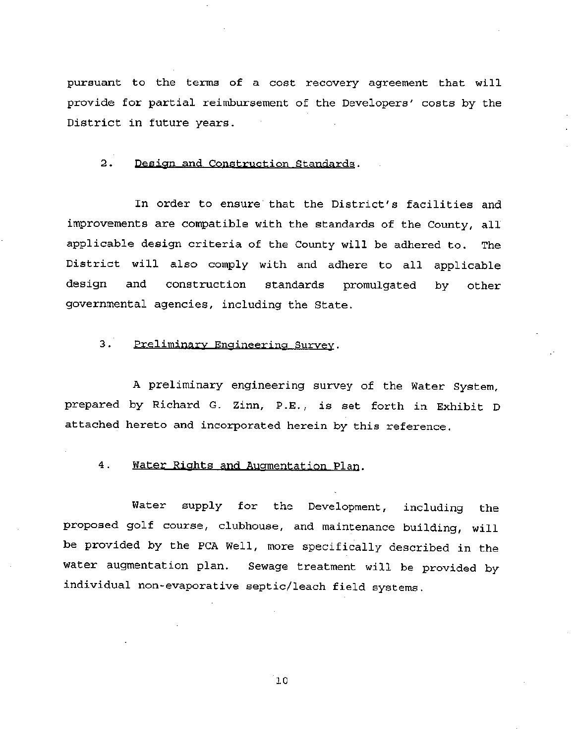pursuant to the terms of a cost recovery agreement that will provide for partial reimbursement of the Developers' costs by the District in future years.

2. Design and Construction Standards.

In order to ensure that the District's facilities and improvements are compatible with the standards of the County, all applicable design criteria of the County will be adhered to. The District will also comply with and adhere to all applicable design and construction standards promulgated by other governmental agencies, including the State.

3. Preliminary Engineering Survey.

A preliminary engineering survey of the Water System, prepared by Richard G. Zinn, P.E., is set forth in Exhibit D attached hereto and incorporated herein by this reference.

4. Water Rights and Augmentation Plan.

Water supply for the Development, including the proposed golf course, clubhouse, and maintenance building, will be provided by the PCA Well, more specifically described in the water augmentation plan. Sewage treatment will be provided by individual non-evaporative septic/leach field systems.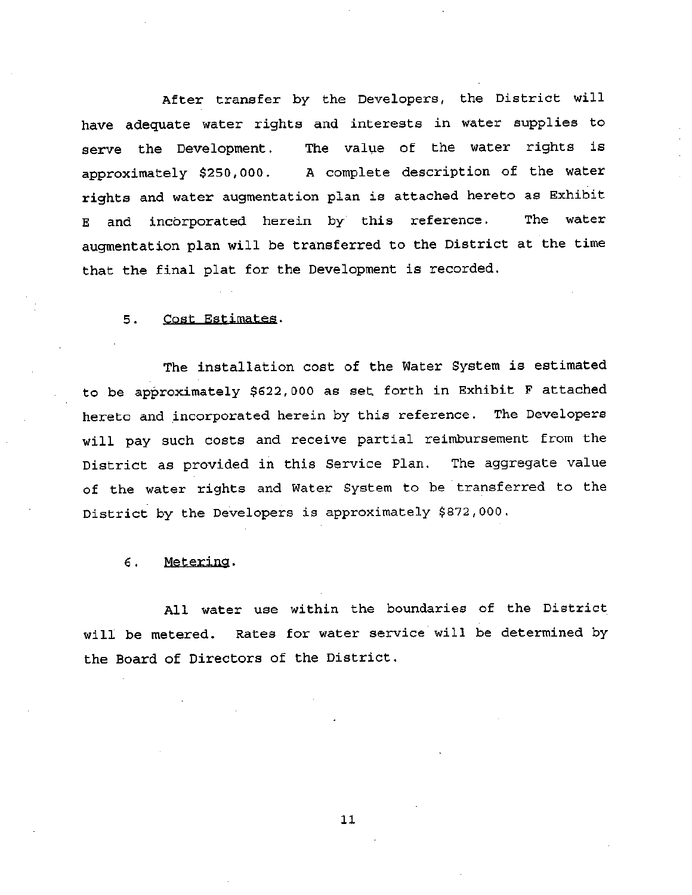After transfer by the Developers, the District will have adequate water rights and interests in water supplies to serve the Development. The value of the water rights is approximately $250,000. A complete description of the water rights and water augmentation plan is attached hereto as Exhibit E and incorporated herein by this reference. The water augmentation plan will be transferred to the District at the time that the final plat for the Development is recorded.

5. Cost Estimates.

The installation cost of the Water System is estimated to be approximately $622,000 as set forth in Exhibit F attached hereto and incorporated herein by this reference. The Developers will pay such costs and receive partial reimbursement from the District as provided in this Service Plan. The aggregate value of the water rights and Water System to be transferred to the District by the Developers is approximately $872,000.

6. Metering.

All water use within the boundaries of the District will be metered. Rates for water service will be determined by the Board of Directors of the District.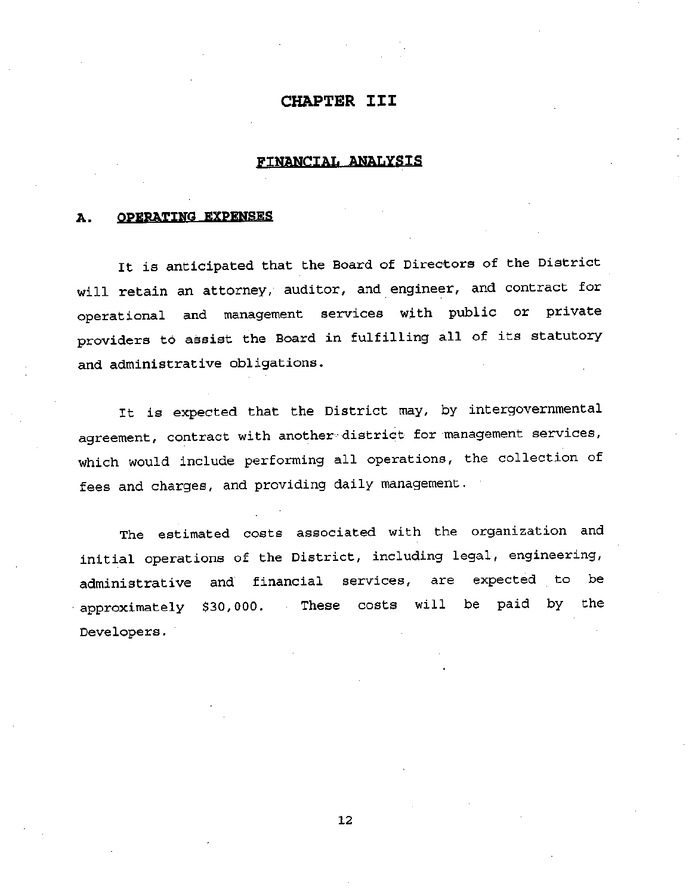# CHAPTER III

## FINANCIAL ANALYSIS

### A. OPERATING EXPENSES

It is anticipated that the Board of Directors of the District will retain an attorney, auditor, and engineer, and contract for operational and management services with public or private providers to assist the Board in fulfilling all of its statutory and administrative obligations.

It is expected that the District may, by intergovernmental agreement, contract with another district for management services, which would include performing all operations, the collection of fees and charges, and providing daily management.

The estimated costs associated with the organization and initial operations of the District, including legal, engineering, administrative and financial services, are expected to be approximately $30,000. These costs will be paid by the Developers.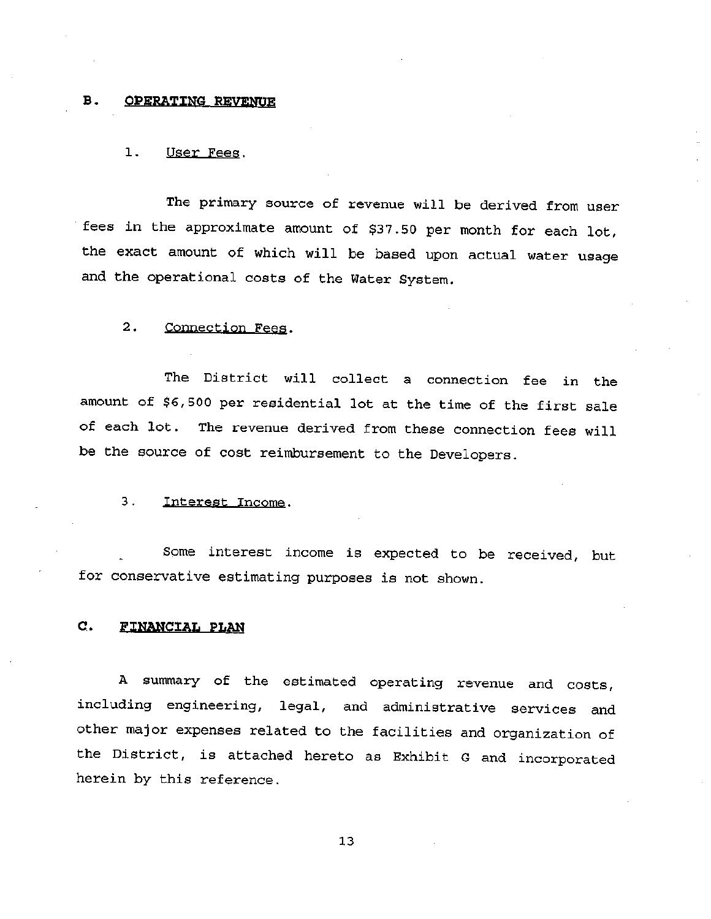## B. OPERATING REVENUE

### 1. User Fees.

The primary source of revenue will be derived from user fees in the approximate amount of $37.50 per month for each lot, the exact amount of which will be based upon actual water usage and the operational costs of the Water System.

### 2. Connection Fees.

The District will collect a connection fee in the amount of $6,500 per residential lot at the time of the first sale of each lot. The revenue derived from these connection fees will be the source of cost reimbursement to the Developers.

### 3. Interest Income.

Some interest income is expected to be received, but for conservative estimating purposes is not shown.

## C. FINANCIAL PLAN

A summary of the estimated operating revenue and costs, including engineering, legal, and administrative services and other major expenses related to the facilities and organization of the District, is attached hereto as Exhibit G and incorporated herein by this reference.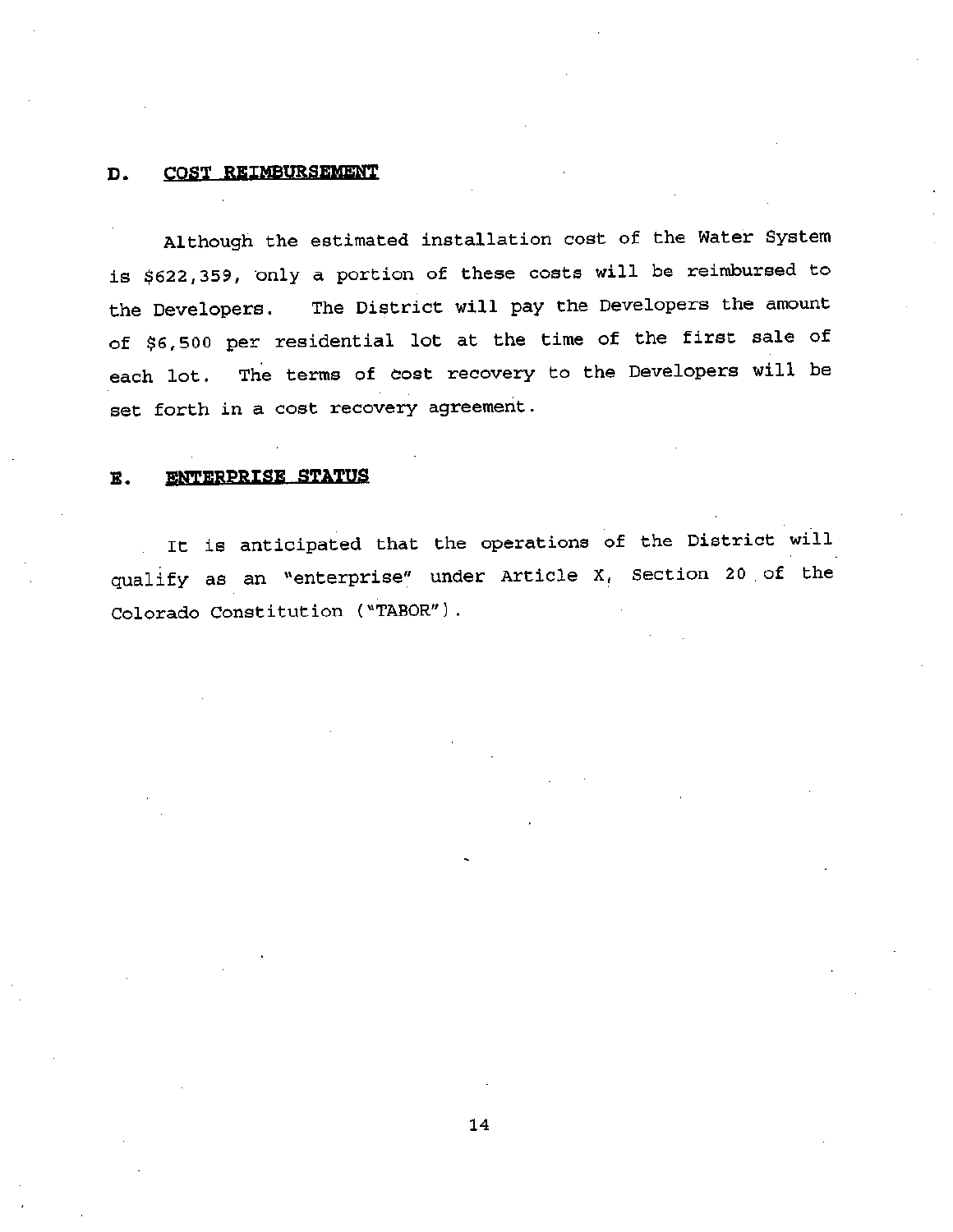## D. COST REIMBURSEMENT

Although the estimated installation cost of the Water System is $622,359, only a portion of these costs will be reimbursed to the Developers. The District will pay the Developers the amount of $6,500 per residential lot at the time of the first sale of each lot. The terms of cost recovery to the Developers will be set forth in a cost recovery agreement.

## E. ENTERPRISE STATUS

It is anticipated that the operations of the District will qualify as an "enterprise" under Article X, Section 20 of the Colorado Constitution ("TABOR").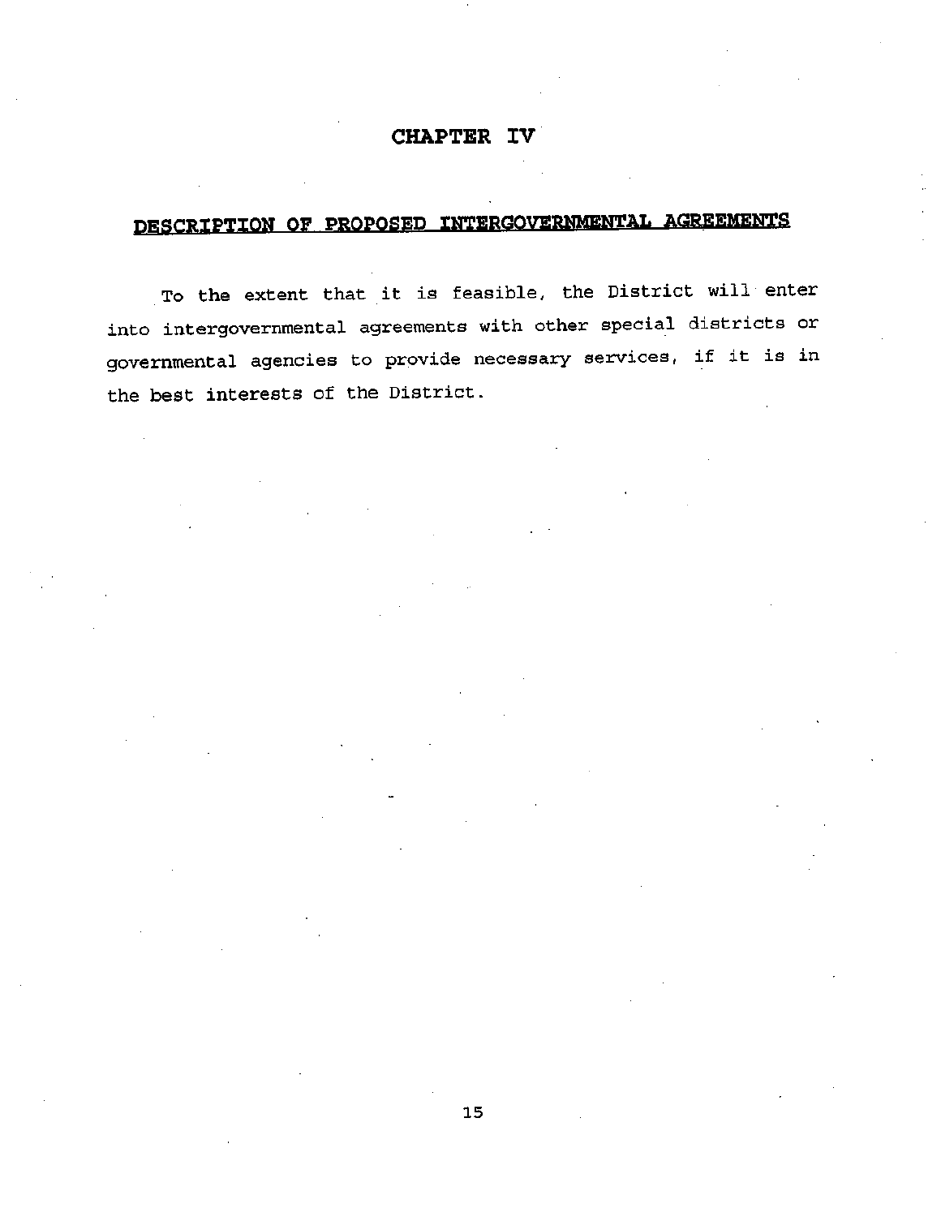# CHAPTER IV

## DESCRIPTION OF PROPOSED INTERGOVERNMENTAL AGREEMENTS

To the extent that it is feasible, the District will enter into intergovernmental agreements with other special districts or governmental agencies to provide necessary services, if it is in the best interests of the District.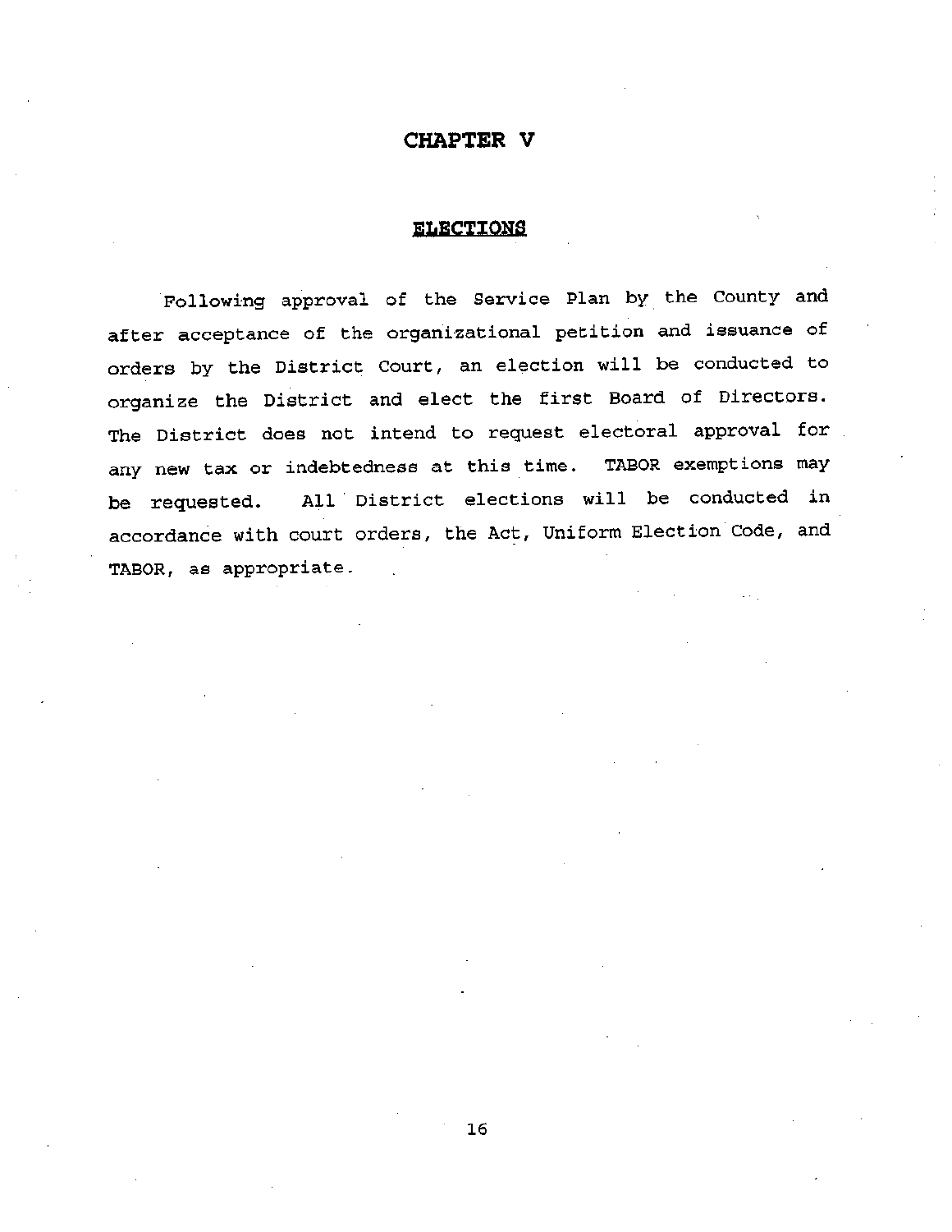# CHAPTER V

## ELECTIONS

Following approval of the Service Plan by the County and after acceptance of the organizational petition and issuance of orders by the District Court, an election will be conducted to organize the District and elect the first Board of Directors. The District does not intend to request electoral approval for any new tax or indebtedness at this time. TABOR exemptions may be requested. All District elections will be conducted in accordance with court orders, the Act, Uniform Election Code, and TABOR, as appropriate.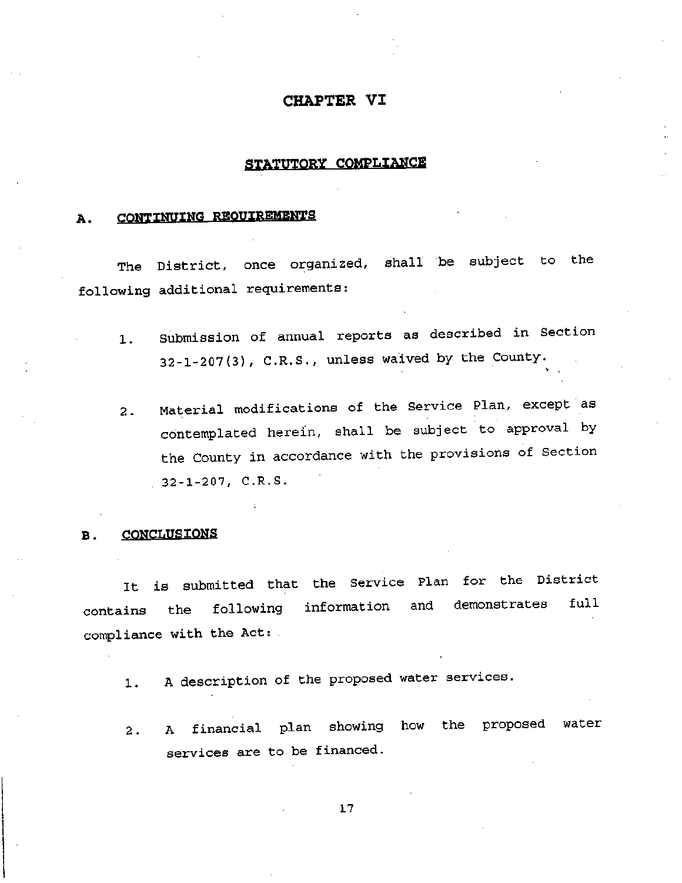# CHAPTER VI

## STATUTORY COMPLIANCE

### A. CONTINUING REQUIREMENTS

The District, once organized, shall be subject to the following additional requirements:

1. Submission of annual reports as described in Section 32-1-207(3), C.R.S., unless waived by the County.

2. Material modifications of the Service Plan, except as contemplated herein, shall be subject to approval by the County in accordance with the provisions of Section 32-1-207, C.R.S.

### B. CONCLUSIONS

It is submitted that the Service Plan for the District contains the following information and demonstrates full compliance with the Act:

1. A description of the proposed water services.

2. A financial plan showing how the proposed water services are to be financed.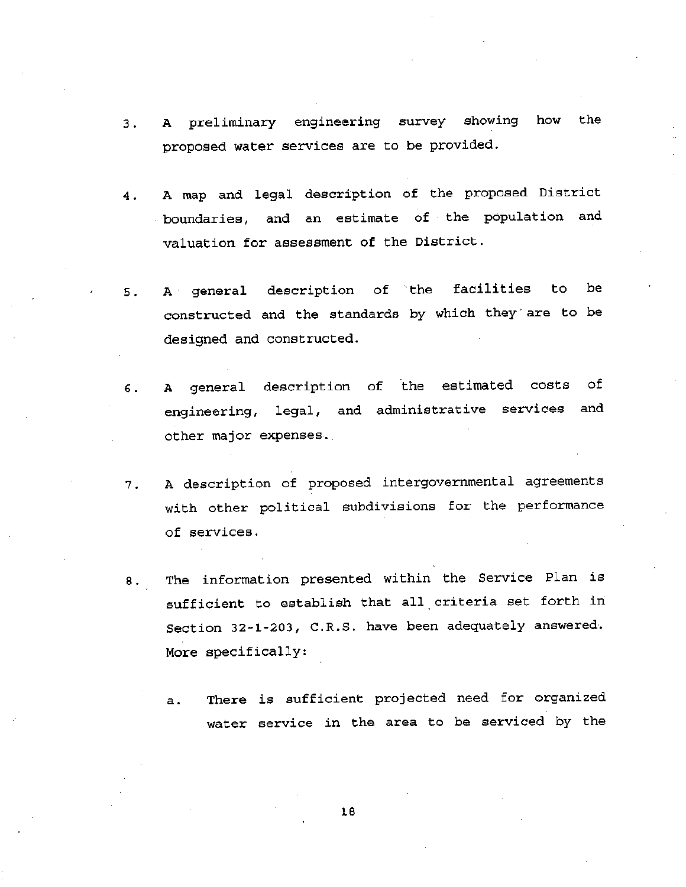3. A preliminary engineering survey showing how the proposed water services are to be provided.

4. A map and legal description of the proposed District boundaries, and an estimate of the population and valuation for assessment of the District.

5. A general description of the facilities to be constructed and the standards by which they are to be designed and constructed.

6. A general description of the estimated costs of engineering, legal, and administrative services and other major expenses.

7. A description of proposed intergovernmental agreements with other political subdivisions for the performance of services.

8. The information presented within the Service Plan is sufficient to establish that all criteria set forth in Section 32-1-203, C.R.S. have been adequately answered. More specifically:

   a. There is sufficient projected need for organized water service in the area to be serviced by the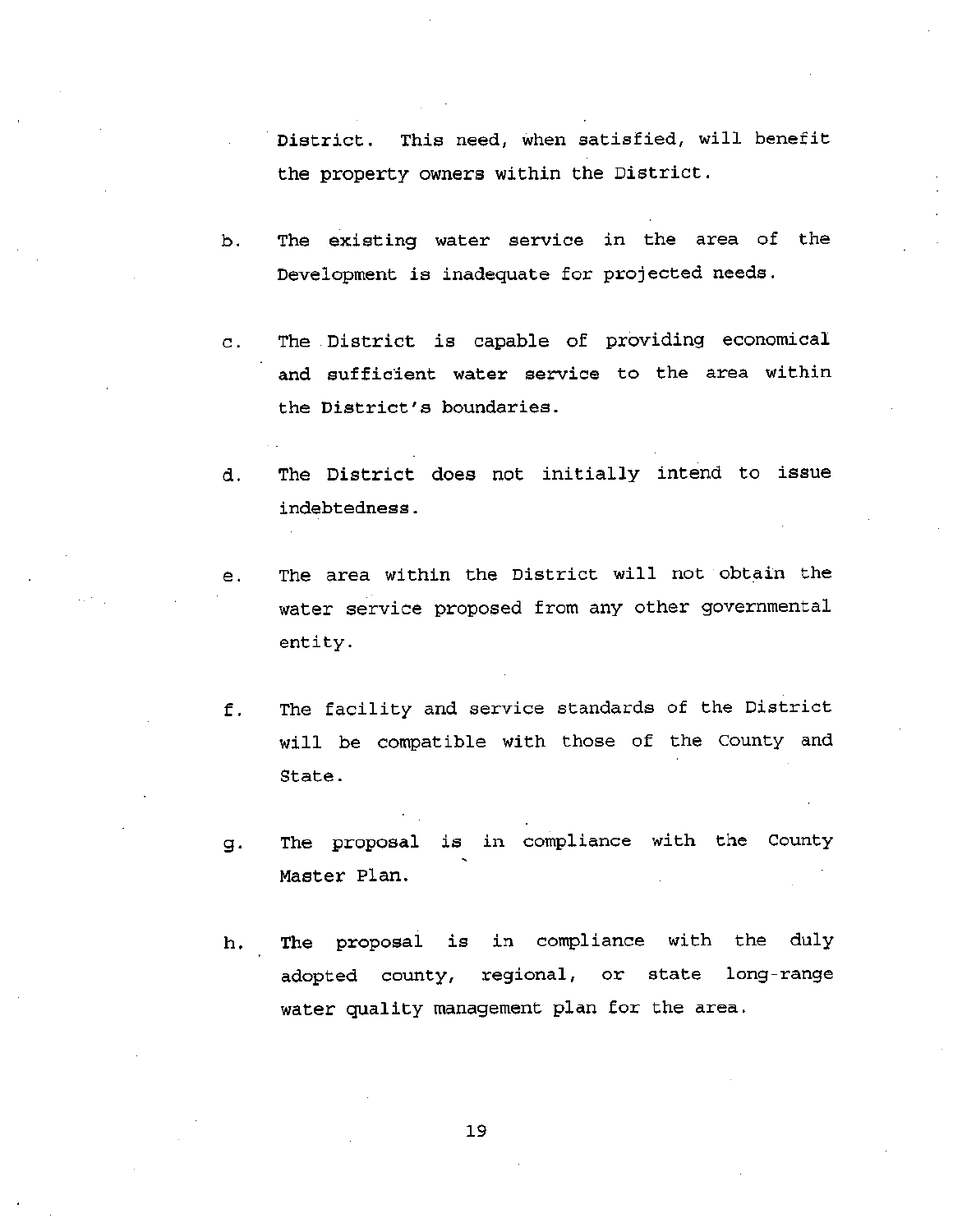District. This need, when satisfied, will benefit the property owners within the District.

b. The existing water service in the area of the Development is inadequate for projected needs.

c. The District is capable of providing economical and sufficient water service to the area within the District's boundaries.

d. The District does not initially intend to issue indebtedness.

e. The area within the District will not obtain the water service proposed from any other governmental entity.

f. The facility and service standards of the District will be compatible with those of the County and State.

g. The proposal is in compliance with the County Master Plan.

h. The proposal is in compliance with the duly adopted county, regional, or state long-range water quality management plan for the area.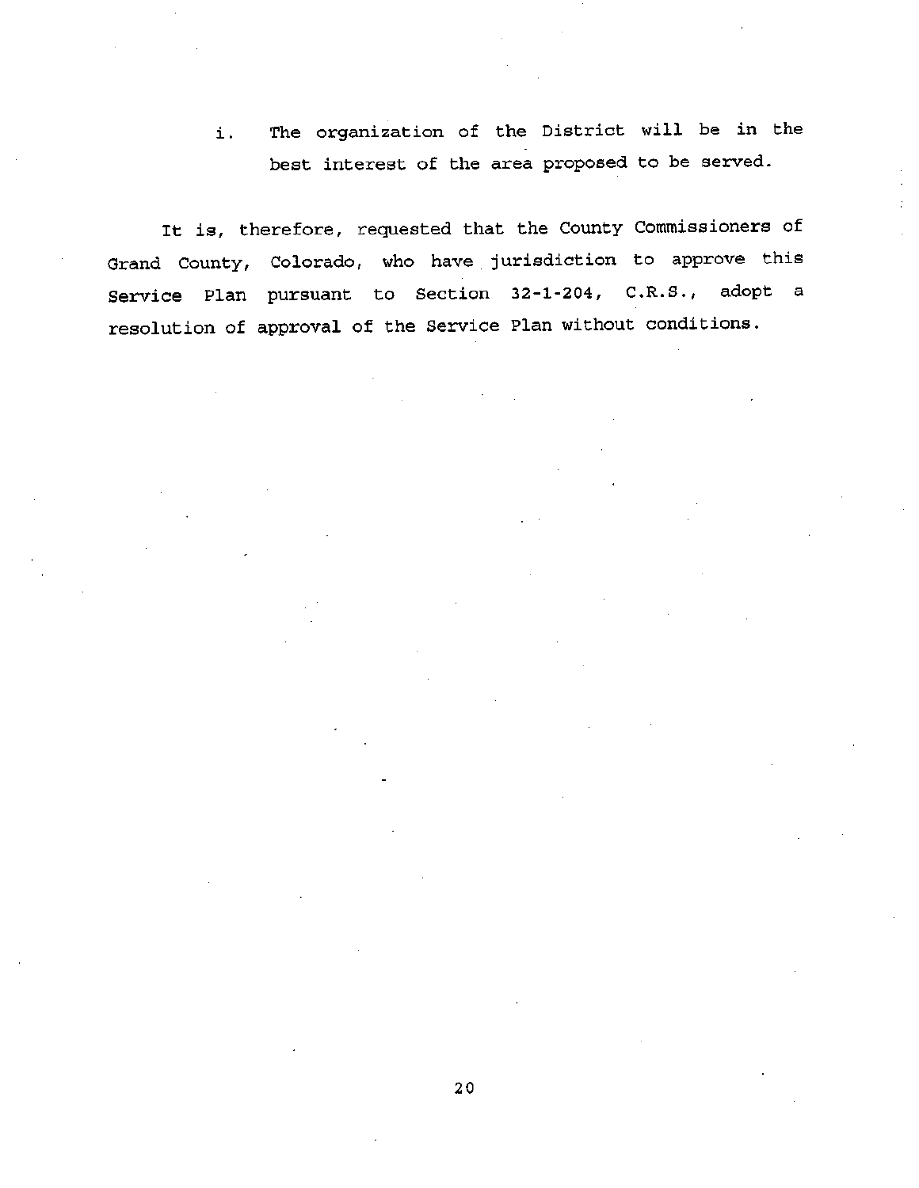i. The organization of the District will be in the best interest of the area proposed to be served.

It is, therefore, requested that the County Commissioners of Grand County, Colorado, who have jurisdiction to approve this Service Plan pursuant to Section 32-1-204, C.R.S., adopt a resolution of approval of the Service Plan without conditions.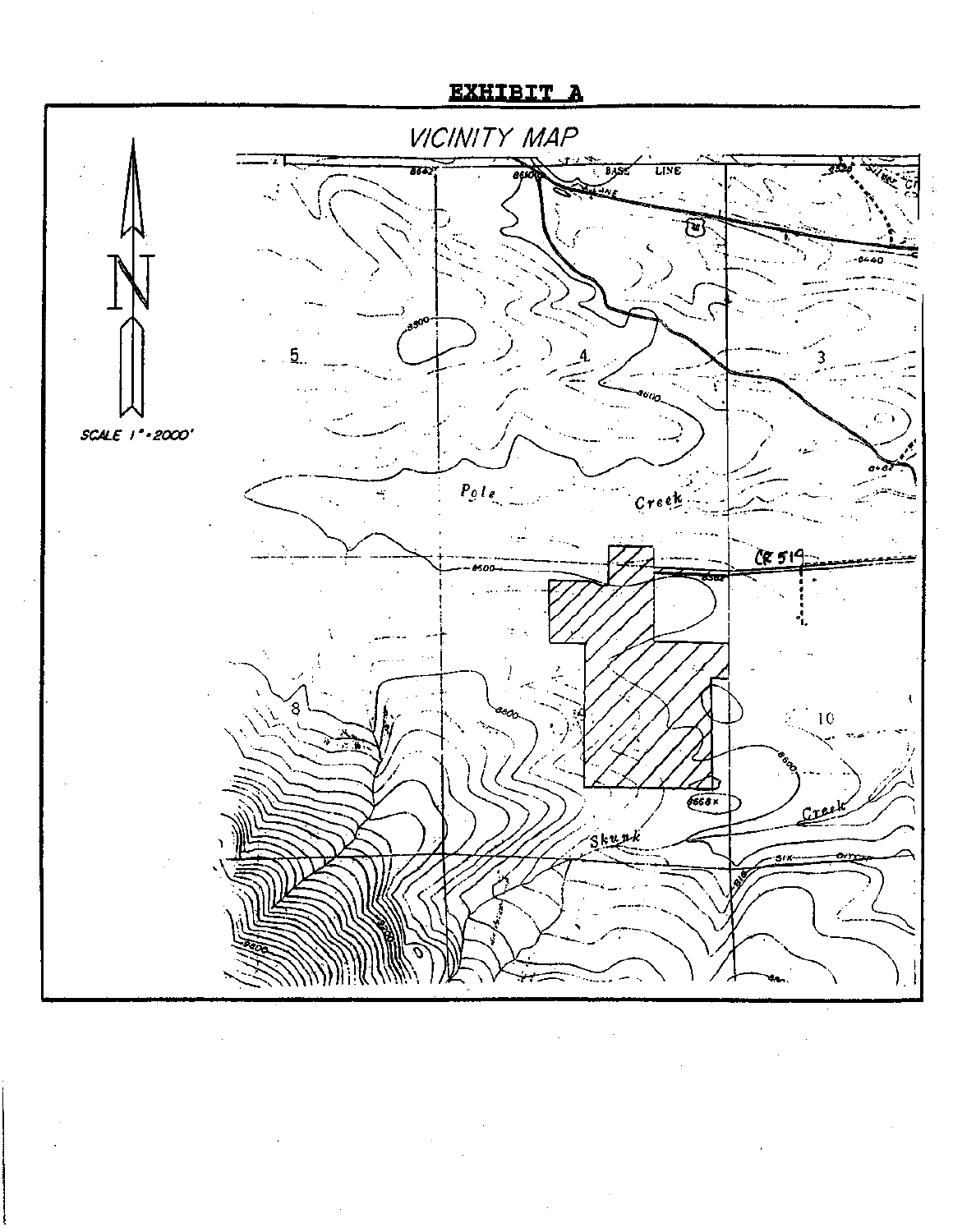# EXHIBIT A

## VICINITY MAP

SCALE 1" = 2000'

N

BASE LINE

5

4

3

Pole Creek

CR 519

8

10

Skunk Creek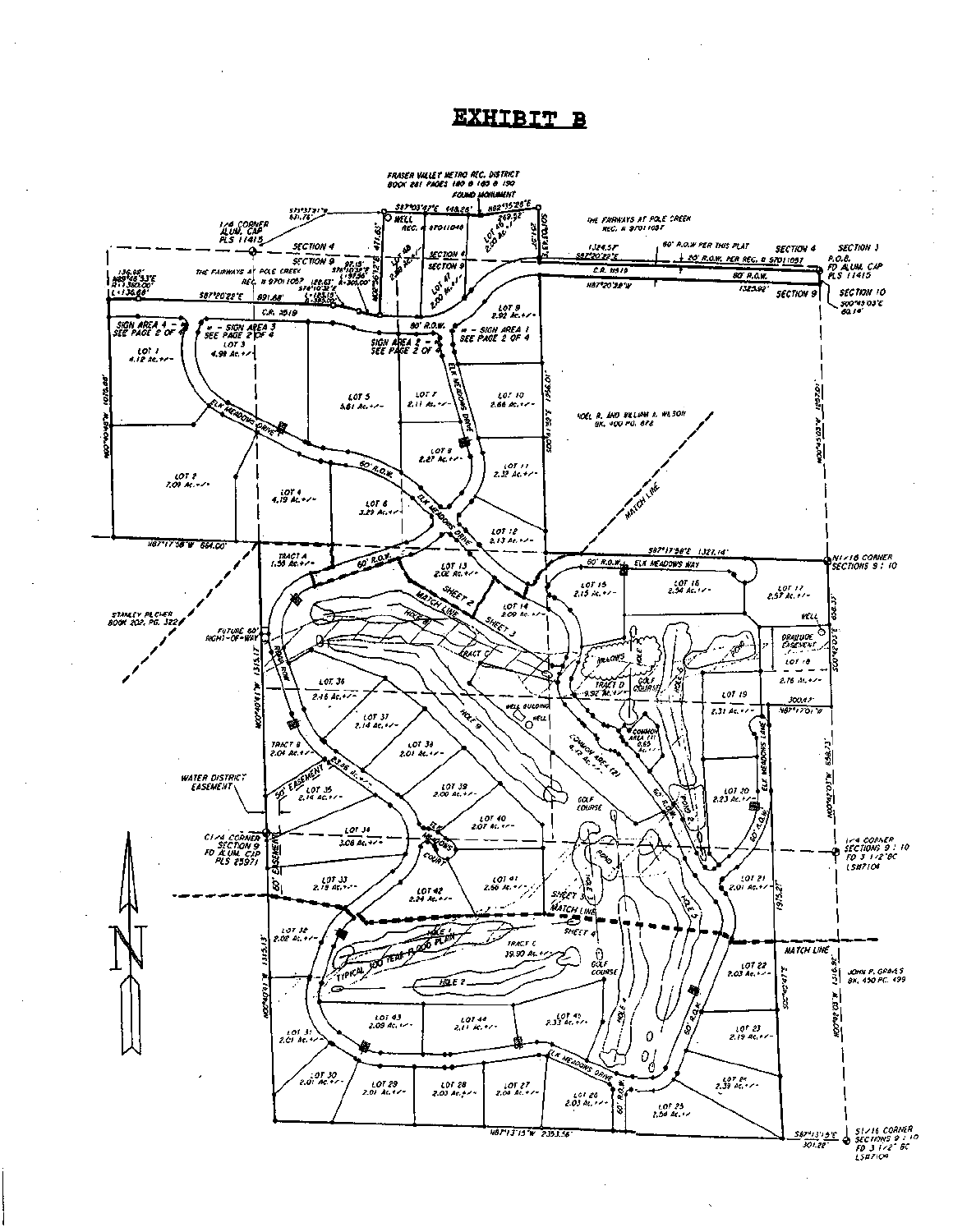# EXHIBIT B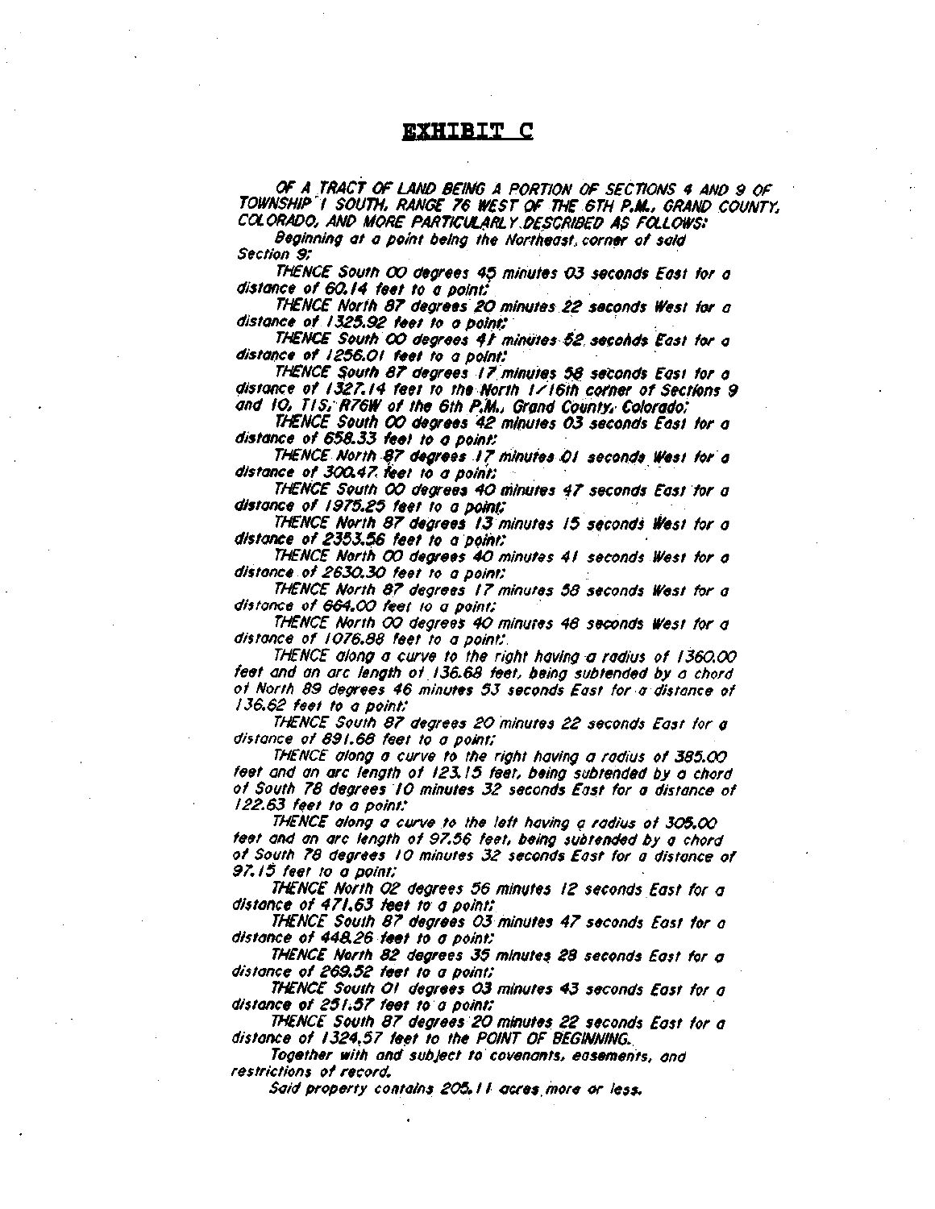# EXHIBIT C

*OF A TRACT OF LAND BEING A PORTION OF SECTIONS 4 AND 9 OF TOWNSHIP 1 SOUTH, RANGE 76 WEST OF THE 6TH P.M., GRAND COUNTY, COLORADO, AND MORE PARTICULARLY DESCRIBED AS FOLLOWS:*

*Beginning at a point being the Northeast corner of said Section 9;*

*THENCE South 00 degrees 45 minutes 03 seconds East for a distance of 60.14 feet to a point;*

*THENCE North 87 degrees 20 minutes 22 seconds West for a distance of 1325.92 feet to a point;*

*THENCE South 00 degrees 41 minutes 52 seconds East for a distance of 1256.01 feet to a point;*

*THENCE South 87 degrees 17 minutes 58 seconds East for a distance of 1327.14 feet to the North 1/16th corner of Sections 9 and 10, T1S, R76W of the 6th P.M., Grand County, Colorado;*

*THENCE South 00 degrees 42 minutes 03 seconds East for a distance of 658.33 feet to a point;*

*THENCE North 87 degrees 17 minutes 01 seconds West for a distance of 300.47 feet to a point;*

*THENCE South 00 degrees 40 minutes 47 seconds East for a distance of 1975.25 feet to a point;*

*THENCE North 87 degrees 13 minutes 15 seconds West for a distance of 2353.56 feet to a point;*

*THENCE North 00 degrees 40 minutes 41 seconds West for a distance of 2630.30 feet to a point;*

*THENCE North 87 degrees 17 minutes 58 seconds West for a distance of 664.00 feet to a point;*

*THENCE North 00 degrees 40 minutes 48 seconds West for a distance of 1076.88 feet to a point;*

*THENCE along a curve to the right having a radius of 1360.00 feet and an arc length of 136.68 feet, being subtended by a chord of North 89 degrees 46 minutes 53 seconds East for a distance of 136.62 feet to a point;*

*THENCE South 87 degrees 20 minutes 22 seconds East for a distance of 891.68 feet to a point;*

*THENCE along a curve to the right having a radius of 385.00 feet and an arc length of 123.15 feet, being subtended by a chord of South 78 degrees 10 minutes 32 seconds East for a distance of 122.63 feet to a point;*

*THENCE along a curve to the left having a radius of 305.00 feet and an arc length of 97.56 feet, being subtended by a chord of South 78 degrees 10 minutes 32 seconds East for a distance of 97.15 feet to a point;*

*THENCE North 02 degrees 56 minutes 12 seconds East for a distance of 471.63 feet to a point;*

*THENCE South 87 degrees 03 minutes 47 seconds East for a distance of 448.26 feet to a point;*

*THENCE North 82 degrees 35 minutes 28 seconds East for a distance of 269.52 feet to a point;*

*THENCE South 01 degrees 03 minutes 43 seconds East for a distance of 251.57 feet to a point;*

*THENCE South 87 degrees 20 minutes 22 seconds East for a distance of 1324.57 feet to the POINT OF BEGINNING.*

*Together with and subject to covenants, easements, and restrictions of record.*

*Said property contains 205.11 acres more or less.*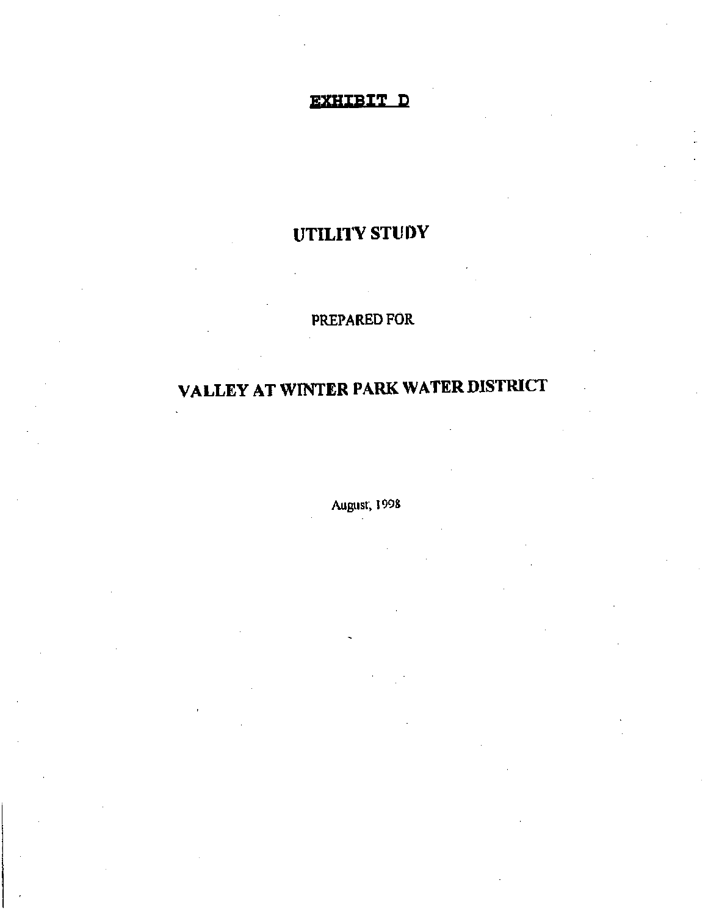**EXHIBIT D**

# UTILITY STUDY

PREPARED FOR

## VALLEY AT WINTER PARK WATER DISTRICT

August, 1998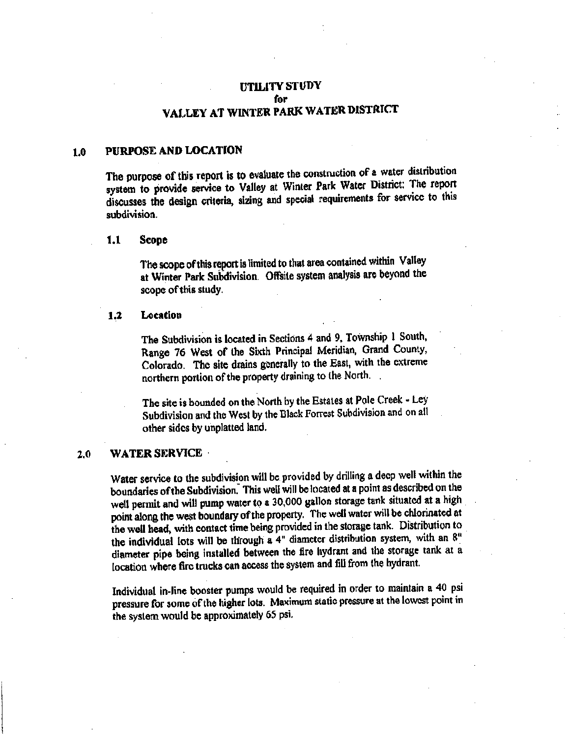# UTILITY STUDY
## for
# VALLEY AT WINTER PARK WATER DISTRICT

## 1.0 PURPOSE AND LOCATION

The purpose of this report is to evaluate the construction of a water distribution system to provide service to Valley at Winter Park Water District. The report discusses the design criteria, sizing and special requirements for service to this subdivision.

### 1.1 Scope

The scope of this report is limited to that area contained within Valley at Winter Park Subdivision. Offsite system analysis are beyond the scope of this study.

### 1.2 Location

The Subdivision is located in Sections 4 and 9, Township 1 South, Range 76 West of the Sixth Principal Meridian, Grand County, Colorado. The site drains generally to the East, with the extreme northern portion of the property draining to the North.

The site is bounded on the North by the Estates at Pole Creek - Ley Subdivision and the West by the Black Forrest Subdivision and on all other sides by unplatted land.

## 2.0 WATER SERVICE

Water service to the subdivision will be provided by drilling a deep well within the boundaries of the Subdivision. This well will be located at a point as described on the well permit and will pump water to a 30,000 gallon storage tank situated at a high point along the west boundary of the property. The well water will be chlorinated at the well head, with contact time being provided in the storage tank. Distribution to the individual lots will be through a 4" diameter distribution system, with an 8" diameter pipe being installed between the fire hydrant and the storage tank at a location where fire trucks can access the system and fill from the hydrant.

Individual in-line booster pumps would be required in order to maintain a 40 psi pressure for some of the higher lots. Maximum static pressure at the lowest point in the system would be approximately 65 psi.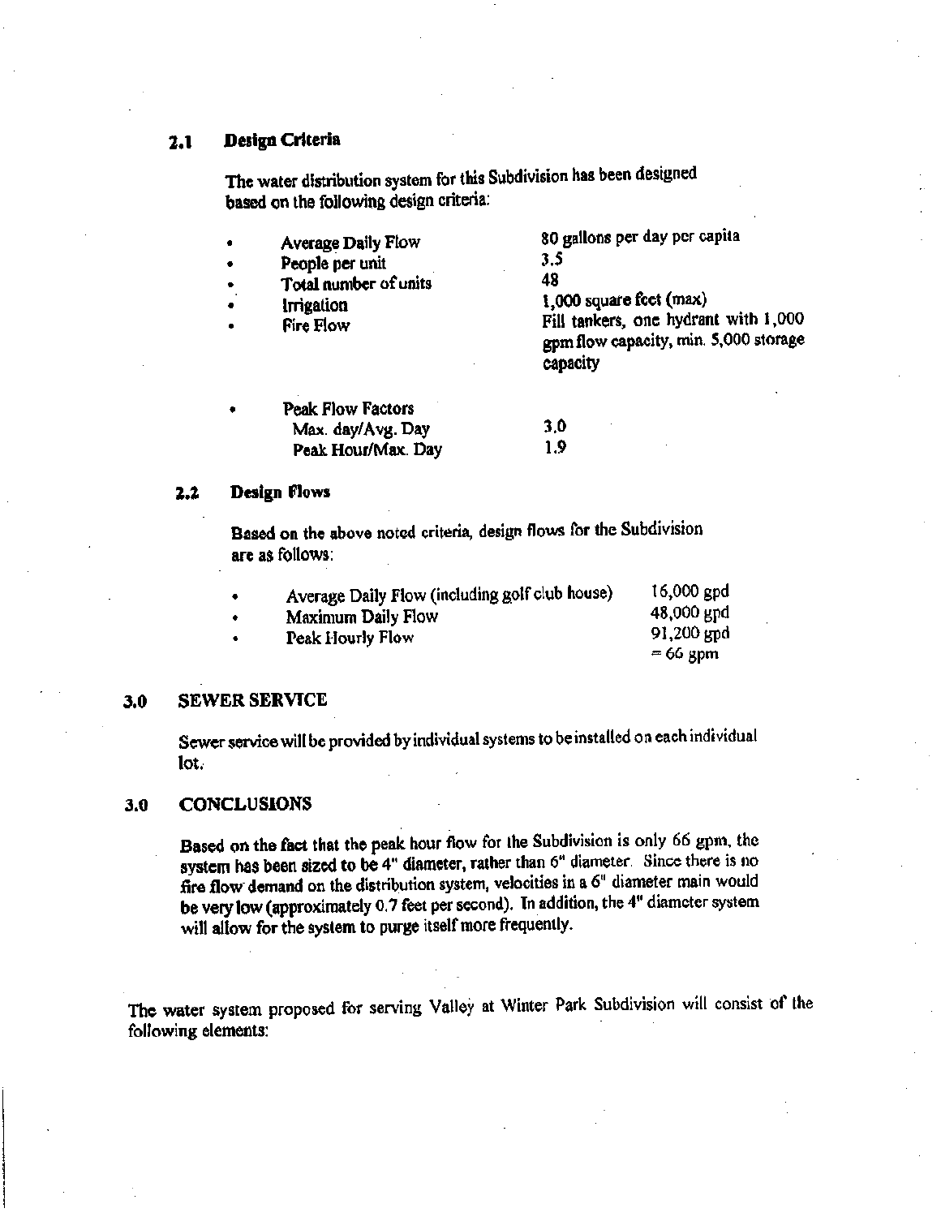### 2.1 Design Criteria

The water distribution system for this Subdivision has been designed based on the following design criteria:

- Average Daily Flow — 80 gallons per day per capita
- People per unit — 3.5
- Total number of units — 48
- Irrigation — 1,000 square feet (max)
- Fire Flow — Fill tankers, one hydrant with 1,000 gpm flow capacity, min. 5,000 storage capacity
- Peak Flow Factors
  - Max. day/Avg. Day — 3.0
  - Peak Hour/Max. Day — 1.9

### 2.2 Design Flows

Based on the above noted criteria, design flows for the Subdivision are as follows:

- Average Daily Flow (including golf club house) — 16,000 gpd
- Maximum Daily Flow — 48,000 gpd
- Peak Hourly Flow — 91,200 gpd = 66 gpm

## 3.0 SEWER SERVICE

Sewer service will be provided by individual systems to be installed on each individual lot.

## 3.0 CONCLUSIONS

Based on the fact that the peak hour flow for the Subdivision is only 66 gpm, the system has been sized to be 4" diameter, rather than 6" diameter. Since there is no fire flow demand on the distribution system, velocities in a 6" diameter main would be very low (approximately 0.7 feet per second). In addition, the 4" diameter system will allow for the system to purge itself more frequently.

The water system proposed for serving Valley at Winter Park Subdivision will consist of the following elements: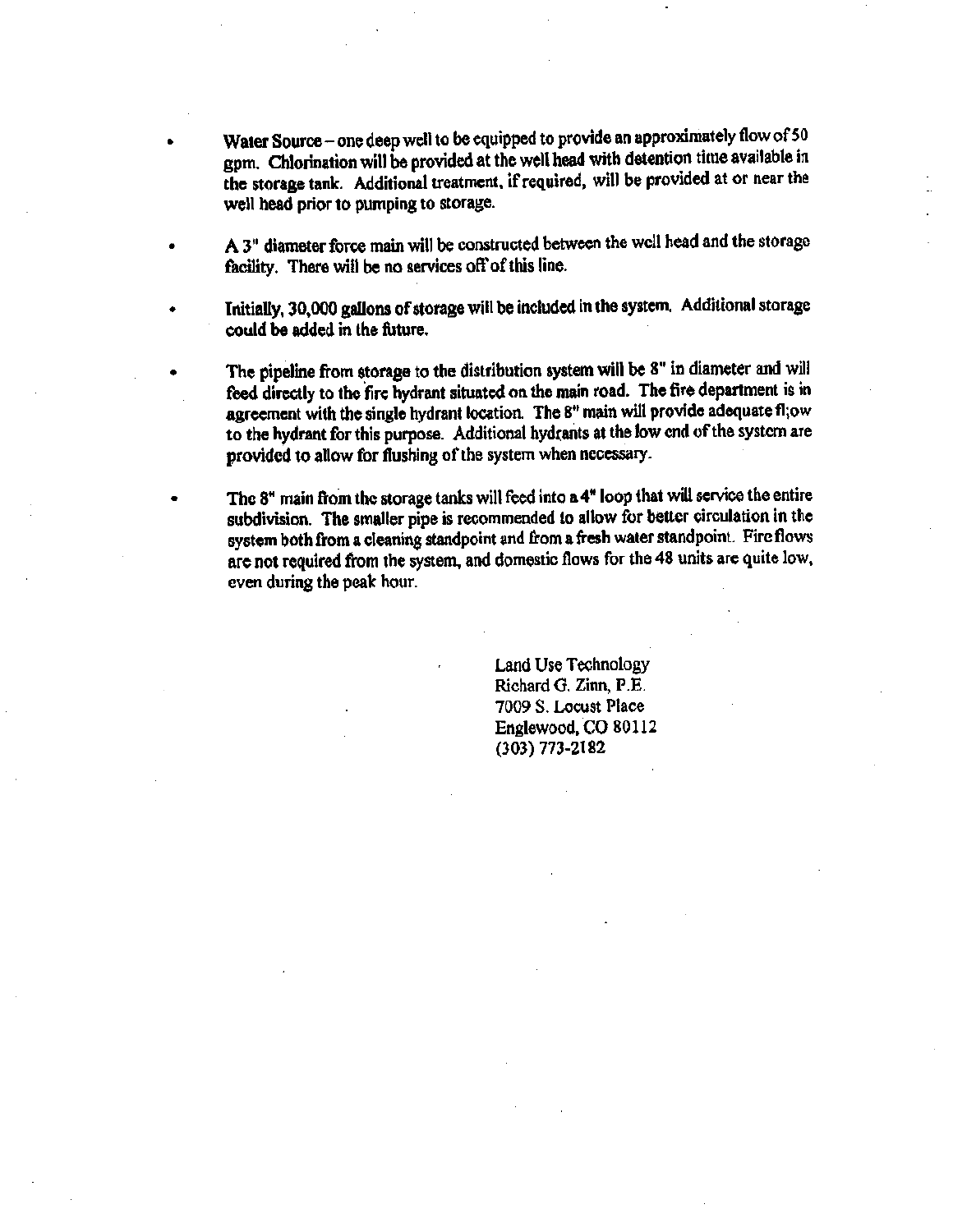- Water Source – one deep well to be equipped to provide an approximately flow of 50 gpm. Chlorination will be provided at the well head with detention time available in the storage tank. Additional treatment, if required, will be provided at or near the well head prior to pumping to storage.

- A 3" diameter force main will be constructed between the well head and the storage facility. There will be no services off of this line.

- Initially, 30,000 gallons of storage will be included in the system. Additional storage could be added in the future.

- The pipeline from storage to the distribution system will be 8" in diameter and will feed directly to the fire hydrant situated on the main road. The fire department is in agreement with the single hydrant location. The 8" main will provide adequate fl;ow to the hydrant for this purpose. Additional hydrants at the low end of the system are provided to allow for flushing of the system when necessary.

- The 8" main from the storage tanks will feed into a 4" loop that will service the entire subdivision. The smaller pipe is recommended to allow for better circulation in the system both from a cleaning standpoint and from a fresh water standpoint. Fire flows are not required from the system, and domestic flows for the 48 units are quite low, even during the peak hour.

Land Use Technology
Richard G. Zinn, P.E.
7009 S. Locust Place
Englewood, CO 80112
(303) 773-2182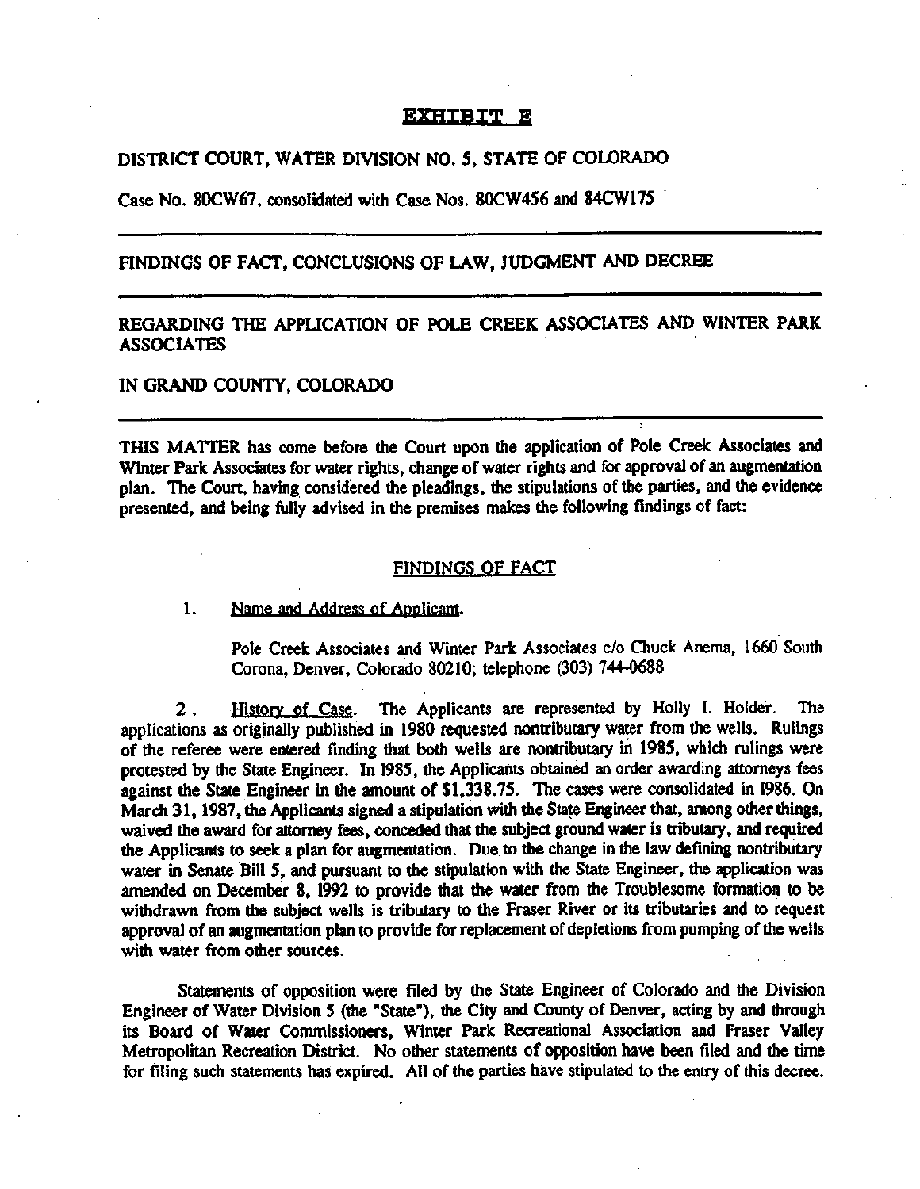# EXHIBIT E

DISTRICT COURT, WATER DIVISION NO. 5, STATE OF COLORADO

Case No. 80CW67, consolidated with Case Nos. 80CW456 and 84CW175

---

FINDINGS OF FACT, CONCLUSIONS OF LAW, JUDGMENT AND DECREE

---

REGARDING THE APPLICATION OF POLE CREEK ASSOCIATES AND WINTER PARK ASSOCIATES

IN GRAND COUNTY, COLORADO

---

THIS MATTER has come before the Court upon the application of Pole Creek Associates and Winter Park Associates for water rights, change of water rights and for approval of an augmentation plan. The Court, having considered the pleadings, the stipulations of the parties, and the evidence presented, and being fully advised in the premises makes the following findings of fact:

## FINDINGS OF FACT

1. Name and Address of Applicant.

   Pole Creek Associates and Winter Park Associates c/o Chuck Anema, 1660 South Corona, Denver, Colorado 80210; telephone (303) 744-0688

2. History of Case. The Applicants are represented by Holly I. Holder. The applications as originally published in 1980 requested nontributary water from the wells. Rulings of the referee were entered finding that both wells are nontributary in 1985, which rulings were protested by the State Engineer. In 1985, the Applicants obtained an order awarding attorneys fees against the State Engineer in the amount of $1,338.75. The cases were consolidated in 1986. On March 31, 1987, the Applicants signed a stipulation with the State Engineer that, among other things, waived the award for attorney fees, conceded that the subject ground water is tributary, and required the Applicants to seek a plan for augmentation. Due to the change in the law defining nontributary water in Senate Bill 5, and pursuant to the stipulation with the State Engineer, the application was amended on December 8, 1992 to provide that the water from the Troublesome formation to be withdrawn from the subject wells is tributary to the Fraser River or its tributaries and to request approval of an augmentation plan to provide for replacement of depletions from pumping of the wells with water from other sources.

Statements of opposition were filed by the State Engineer of Colorado and the Division Engineer of Water Division 5 (the "State"), the City and County of Denver, acting by and through its Board of Water Commissioners, Winter Park Recreational Association and Fraser Valley Metropolitan Recreation District. No other statements of opposition have been filed and the time for filing such statements has expired. All of the parties have stipulated to the entry of this decree.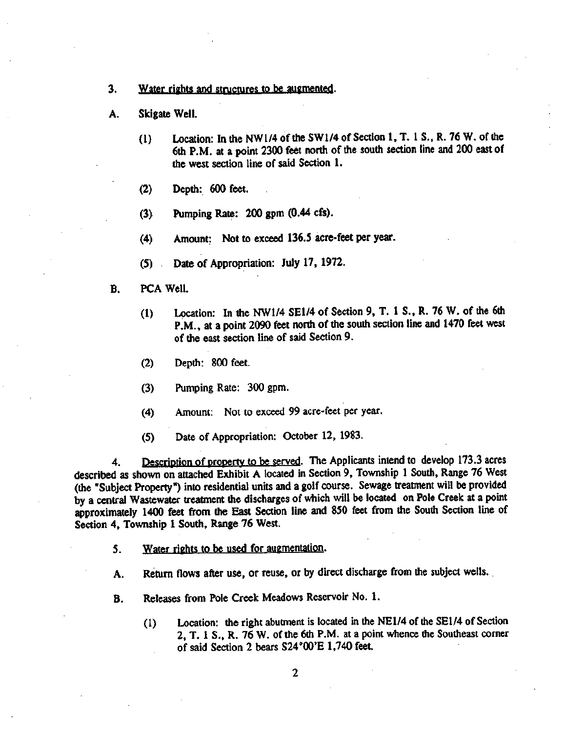3. Water rights and structures to be augmented.

A. Skigate Well.

(1) Location: In the NW1/4 of the SW1/4 of Section 1, T. 1 S., R. 76 W. of the 6th P.M. at a point 2300 feet north of the south section line and 200 east of the west section line of said Section 1.

(2) Depth: 600 feet.

(3) Pumping Rate: 200 gpm (0.44 cfs).

(4) Amount: Not to exceed 136.5 acre-feet per year.

(5) Date of Appropriation: July 17, 1972.

B. PCA Well.

(1) Location: In the NW1/4 SE1/4 of Section 9, T. 1 S., R. 76 W. of the 6th P.M., at a point 2090 feet north of the south section line and 1470 feet west of the east section line of said Section 9.

(2) Depth: 800 feet.

(3) Pumping Rate: 300 gpm.

(4) Amount: Not to exceed 99 acre-feet per year.

(5) Date of Appropriation: October 12, 1983.

4. Description of property to be served. The Applicants intend to develop 173.3 acres described as shown on attached Exhibit A located in Section 9, Township 1 South, Range 76 West (the "Subject Property") into residential units and a golf course. Sewage treatment will be provided by a central Wastewater treatment the discharges of which will be located on Pole Creek at a point approximately 1400 feet from the East Section line and 850 feet from the South Section line of Section 4, Township 1 South, Range 76 West.

5. Water rights to be used for augmentation.

A. Return flows after use, or reuse, or by direct discharge from the subject wells.

B. Releases from Pole Creek Meadows Reservoir No. 1.

(1) Location: the right abutment is located in the NE1/4 of the SE1/4 of Section 2, T. 1 S., R. 76 W. of the 6th P.M. at a point whence the Southeast corner of said Section 2 bears S24°00'E 1,740 feet.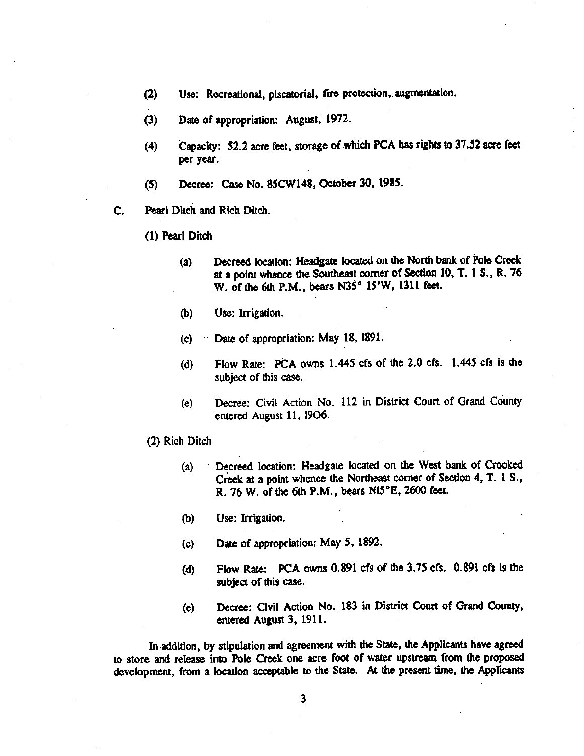(2) Use: Recreational, piscatorial, fire protection, augmentation.

(3) Date of appropriation: August, 1972.

(4) Capacity: 52.2 acre feet, storage of which PCA has rights to 37.52 acre feet per year.

(5) Decree: Case No. 85CW148, October 30, 1985.

C. Pearl Ditch and Rich Ditch.

(1) Pearl Ditch

(a) Decreed location: Headgate located on the North bank of Pole Creek at a point whence the Southeast corner of Section 10, T. 1 S., R. 76 W. of the 6th P.M., bears N35° 15'W, 1311 feet.

(b) Use: Irrigation.

(c) Date of appropriation: May 18, 1891.

(d) Flow Rate: PCA owns 1.445 cfs of the 2.0 cfs. 1.445 cfs is the subject of this case.

(e) Decree: Civil Action No. 112 in District Court of Grand County entered August 11, 1906.

(2) Rich Ditch

(a) Decreed location: Headgate located on the West bank of Crooked Creek at a point whence the Northeast corner of Section 4, T. 1 S., R. 76 W. of the 6th P.M., bears N15°E, 2600 feet.

(b) Use: Irrigation.

(c) Date of appropriation: May 5, 1892.

(d) Flow Rate: PCA owns 0.891 cfs of the 3.75 cfs. 0.891 cfs is the subject of this case.

(e) Decree: Civil Action No. 183 in District Court of Grand County, entered August 3, 1911.

In addition, by stipulation and agreement with the State, the Applicants have agreed to store and release into Pole Creek one acre foot of water upstream from the proposed development, from a location acceptable to the State. At the present time, the Applicants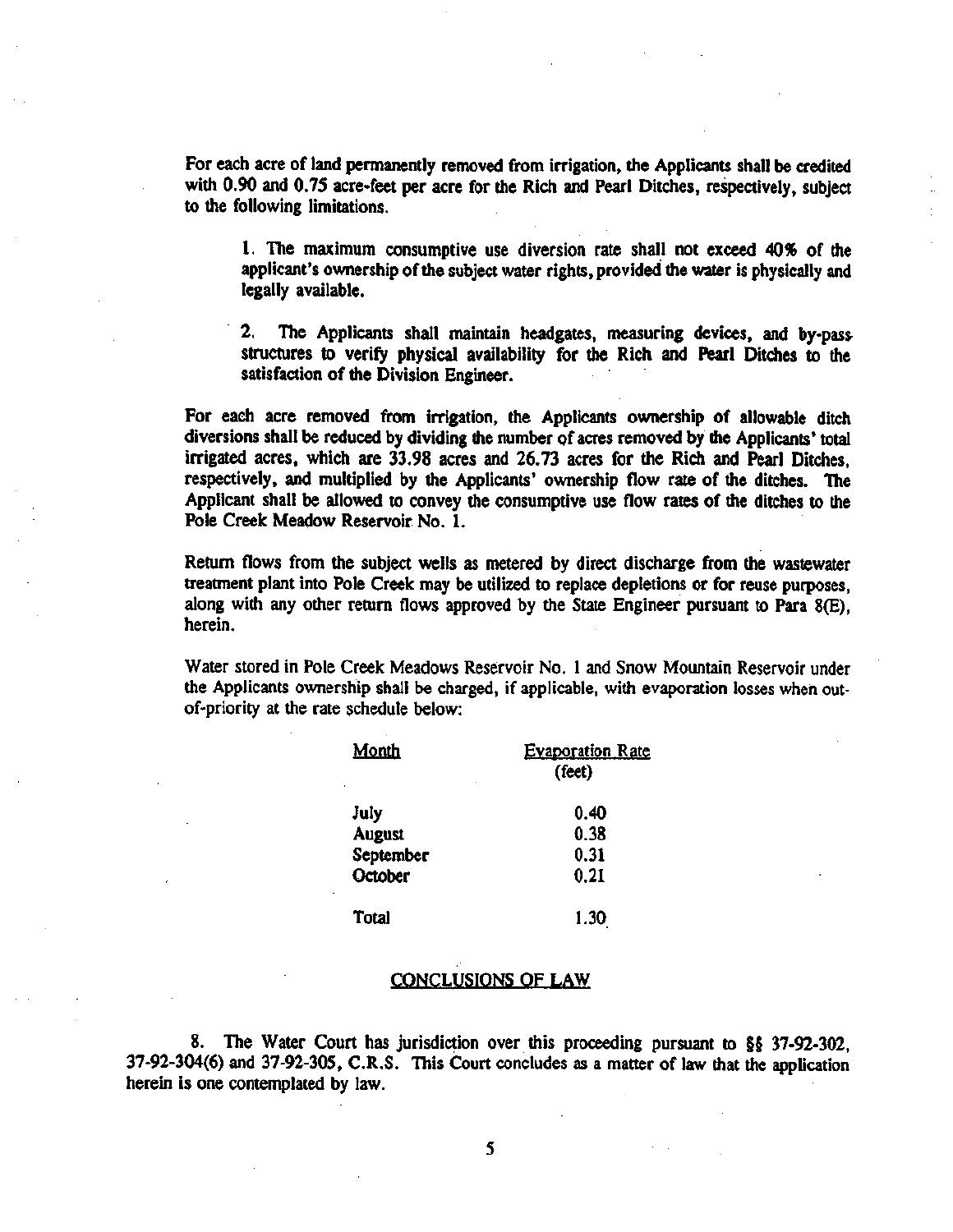For each acre of land permanently removed from irrigation, the Applicants shall be credited with 0.90 and 0.75 acre-feet per acre for the Rich and Pearl Ditches, respectively, subject to the following limitations.

1. The maximum consumptive use diversion rate shall not exceed 40% of the applicant's ownership of the subject water rights, provided the water is physically and legally available.

2. The Applicants shall maintain headgates, measuring devices, and by-pass structures to verify physical availability for the Rich and Pearl Ditches to the satisfaction of the Division Engineer.

For each acre removed from irrigation, the Applicants ownership of allowable ditch diversions shall be reduced by dividing the number of acres removed by the Applicants' total irrigated acres, which are 33.98 acres and 26.73 acres for the Rich and Pearl Ditches, respectively, and multiplied by the Applicants' ownership flow rate of the ditches. The Applicant shall be allowed to convey the consumptive use flow rates of the ditches to the Pole Creek Meadow Reservoir No. 1.

Return flows from the subject wells as metered by direct discharge from the wastewater treatment plant into Pole Creek may be utilized to replace depletions or for reuse purposes, along with any other return flows approved by the State Engineer pursuant to Para 8(E), herein.

Water stored in Pole Creek Meadows Reservoir No. 1 and Snow Mountain Reservoir under the Applicants ownership shall be charged, if applicable, with evaporation losses when out-of-priority at the rate schedule below:

| Month | Evaporation Rate (feet) |
|---|---|
| July | 0.40 |
| August | 0.38 |
| September | 0.31 |
| October | 0.21 |
| Total | 1.30 |

## CONCLUSIONS OF LAW

8. The Water Court has jurisdiction over this proceeding pursuant to §§ 37-92-302, 37-92-304(6) and 37-92-305, C.R.S. This Court concludes as a matter of law that the application herein is one contemplated by law.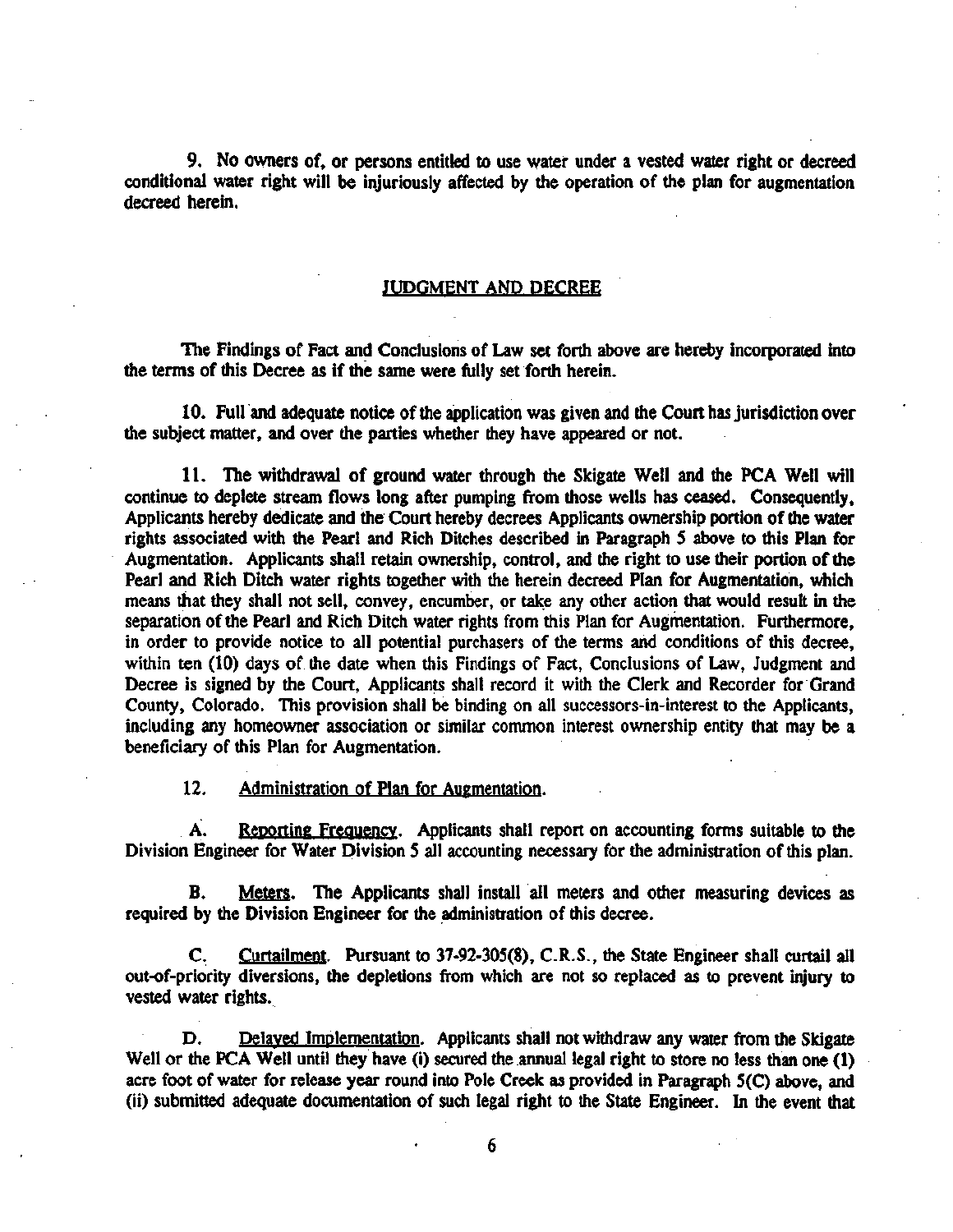9. No owners of, or persons entitled to use water under a vested water right or decreed conditional water right will be injuriously affected by the operation of the plan for augmentation decreed herein.

## JUDGMENT AND DECREE

The Findings of Fact and Conclusions of Law set forth above are hereby incorporated into the terms of this Decree as if the same were fully set forth herein.

10. Full and adequate notice of the application was given and the Court has jurisdiction over the subject matter, and over the parties whether they have appeared or not.

11. The withdrawal of ground water through the Skigate Well and the PCA Well will continue to deplete stream flows long after pumping from those wells has ceased. Consequently, Applicants hereby dedicate and the Court hereby decrees Applicants ownership portion of the water rights associated with the Pearl and Rich Ditches described in Paragraph 5 above to this Plan for Augmentation. Applicants shall retain ownership, control, and the right to use their portion of the Pearl and Rich Ditch water rights together with the herein decreed Plan for Augmentation, which means that they shall not sell, convey, encumber, or take any other action that would result in the separation of the Pearl and Rich Ditch water rights from this Plan for Augmentation. Furthermore, in order to provide notice to all potential purchasers of the terms and conditions of this decree, within ten (10) days of the date when this Findings of Fact, Conclusions of Law, Judgment and Decree is signed by the Court, Applicants shall record it with the Clerk and Recorder for Grand County, Colorado. This provision shall be binding on all successors-in-interest to the Applicants, including any homeowner association or similar common interest ownership entity that may be a beneficiary of this Plan for Augmentation.

12. Administration of Plan for Augmentation.

A. Reporting Frequency. Applicants shall report on accounting forms suitable to the Division Engineer for Water Division 5 all accounting necessary for the administration of this plan.

B. Meters. The Applicants shall install all meters and other measuring devices as required by the Division Engineer for the administration of this decree.

C. Curtailment. Pursuant to 37-92-305(8), C.R.S., the State Engineer shall curtail all out-of-priority diversions, the depletions from which are not so replaced as to prevent injury to vested water rights.

D. Delayed Implementation. Applicants shall not withdraw any water from the Skigate Well or the PCA Well until they have (i) secured the annual legal right to store no less than one (1) acre foot of water for release year round into Pole Creek as provided in Paragraph 5(C) above, and (ii) submitted adequate documentation of such legal right to the State Engineer. In the event that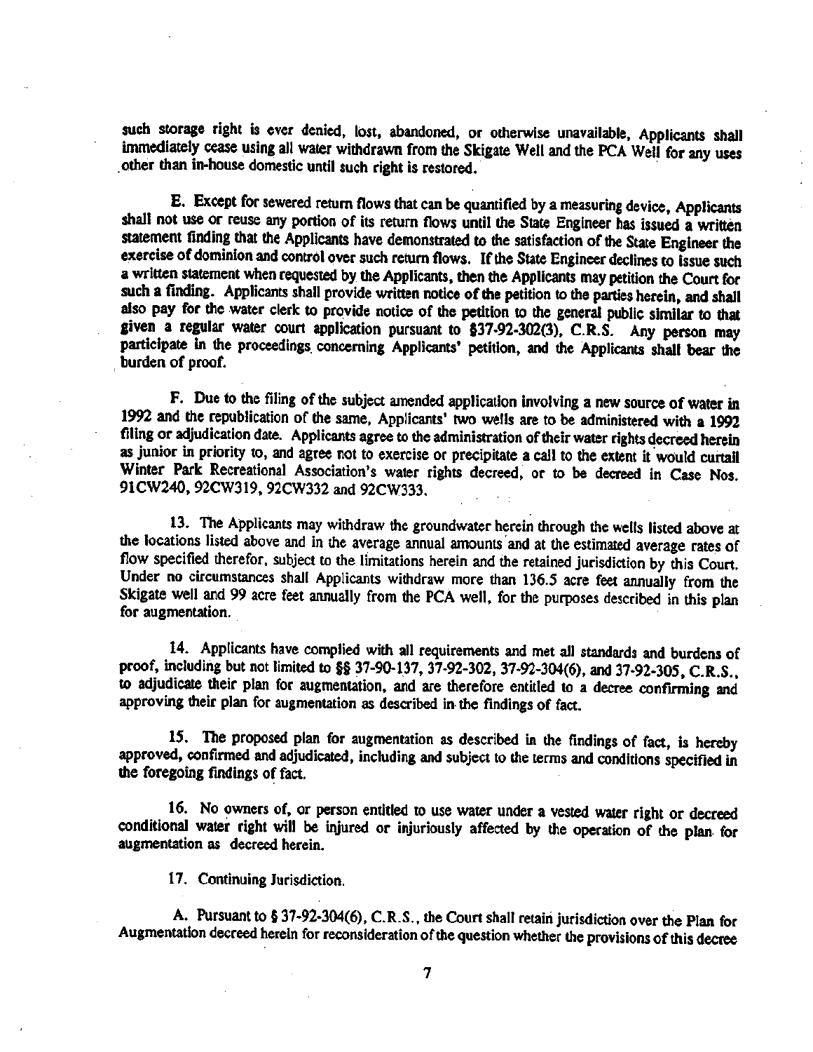such storage right is ever denied, lost, abandoned, or otherwise unavailable, Applicants shall immediately cease using all water withdrawn from the Skigate Well and the PCA Well for any uses other than in-house domestic until such right is restored.

E. Except for sewered return flows that can be quantified by a measuring device, Applicants shall not use or reuse any portion of its return flows until the State Engineer has issued a written statement finding that the Applicants have demonstrated to the satisfaction of the State Engineer the exercise of dominion and control over such return flows. If the State Engineer declines to issue such a written statement when requested by the Applicants, then the Applicants may petition the Court for such a finding. Applicants shall provide written notice of the petition to the parties herein, and shall also pay for the water clerk to provide notice of the petition to the general public similar to that given a regular water court application pursuant to §37-92-302(3), C.R.S. Any person may participate in the proceedings concerning Applicants' petition, and the Applicants shall bear the burden of proof.

F. Due to the filing of the subject amended application involving a new source of water in 1992 and the republication of the same, Applicants' two wells are to be administered with a 1992 filing or adjudication date. Applicants agree to the administration of their water rights decreed herein as junior in priority to, and agree not to exercise or precipitate a call to the extent it would curtail Winter Park Recreational Association's water rights decreed, or to be decreed in Case Nos. 91CW240, 92CW319, 92CW332 and 92CW333.

13. The Applicants may withdraw the groundwater herein through the wells listed above at the locations listed above and in the average annual amounts and at the estimated average rates of flow specified therefor, subject to the limitations herein and the retained jurisdiction by this Court. Under no circumstances shall Applicants withdraw more than 136.5 acre feet annually from the Skigate well and 99 acre feet annually from the PCA well, for the purposes described in this plan for augmentation.

14. Applicants have complied with all requirements and met all standards and burdens of proof, including but not limited to §§ 37-90-137, 37-92-302, 37-92-304(6), and 37-92-305, C.R.S., to adjudicate their plan for augmentation, and are therefore entitled to a decree confirming and approving their plan for augmentation as described in the findings of fact.

15. The proposed plan for augmentation as described in the findings of fact, is hereby approved, confirmed and adjudicated, including and subject to the terms and conditions specified in the foregoing findings of fact.

16. No owners of, or person entitled to use water under a vested water right or decreed conditional water right will be injured or injuriously affected by the operation of the plan for augmentation as decreed herein.

17. Continuing Jurisdiction.

A. Pursuant to § 37-92-304(6), C.R.S., the Court shall retain jurisdiction over the Plan for Augmentation decreed herein for reconsideration of the question whether the provisions of this decree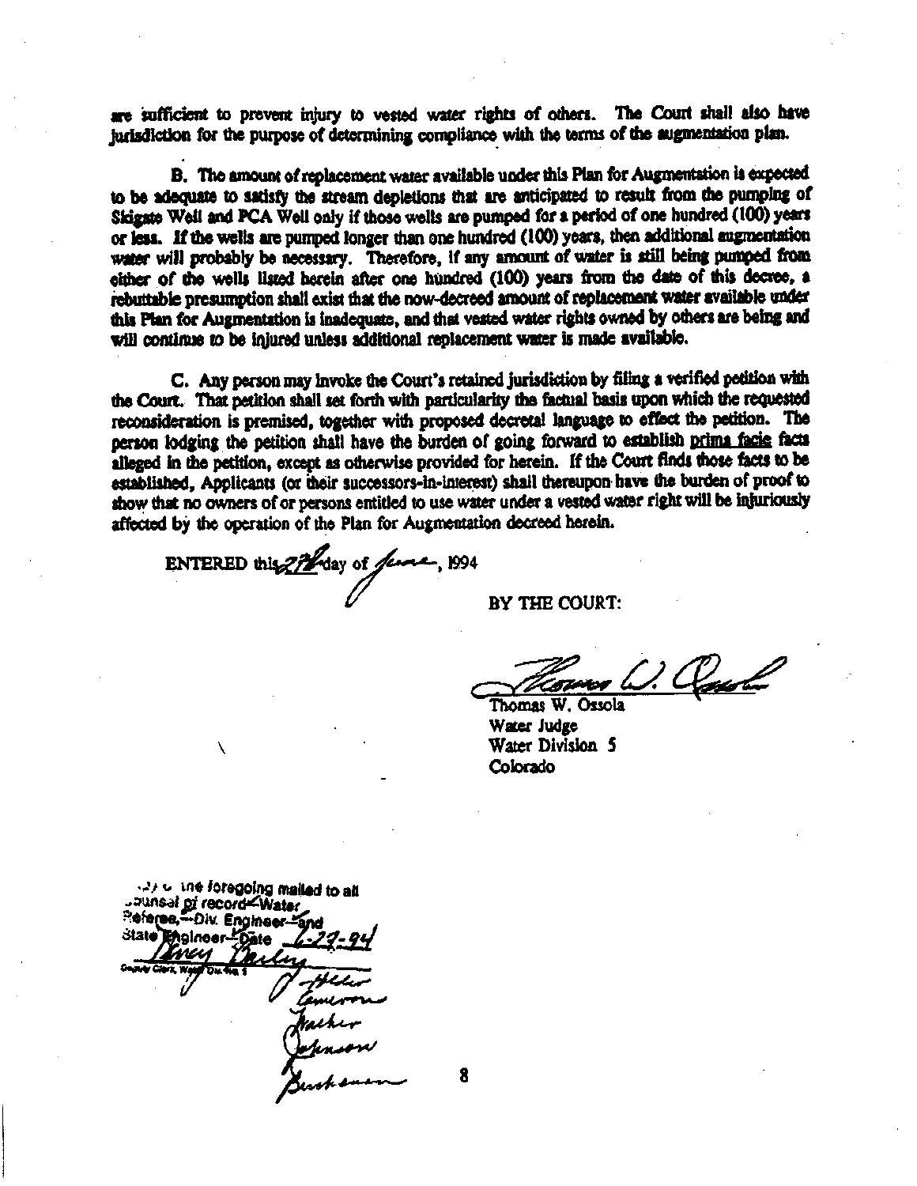are sufficient to prevent injury to vested water rights of others. The Court shall also have jurisdiction for the purpose of determining compliance with the terms of the augmentation plan.

B. The amount of replacement water available under this Plan for Augmentation is expected to be adequate to satisfy the stream depletions that are anticipated to result from the pumping of Skigate Well and PCA Well only if those wells are pumped for a period of one hundred (100) years or less. If the wells are pumped longer than one hundred (100) years, then additional augmentation water will probably be necessary. Therefore, if any amount of water is still being pumped from either of the wells listed herein after one hundred (100) years from the date of this decree, a rebuttable presumption shall exist that the now-decreed amount of replacement water available under this Plan for Augmentation is inadequate, and that vested water rights owned by others are being and will continue to be injured unless additional replacement water is made available.

C. Any person may invoke the Court's retained jurisdiction by filing a verified petition with the Court. That petition shall set forth with particularity the factual basis upon which the requested reconsideration is premised, together with proposed decretal language to effect the petition. The person lodging the petition shall have the burden of going forward to establish prima facie facts alleged in the petition, except as otherwise provided for herein. If the Court finds those facts to be established, Applicants (or their successors-in-interest) shall thereupon have the burden of proof to show that no owners of or persons entitled to use water under a vested water right will be injuriously affected by the operation of the Plan for Augmentation decreed herein.

ENTERED this 27th day of June, 1994

BY THE COURT:

Thomas W. Ossola
Water Judge
Water Division 5
Colorado

Copy of the foregoing mailed to all counsel of record—Water Referee—Div. Engineer—and State Engineer—Date 6-29-94

Deputy Clerk, Water Div. No. 5

Heller
Cameron
Fisher
Johnson
Buchanan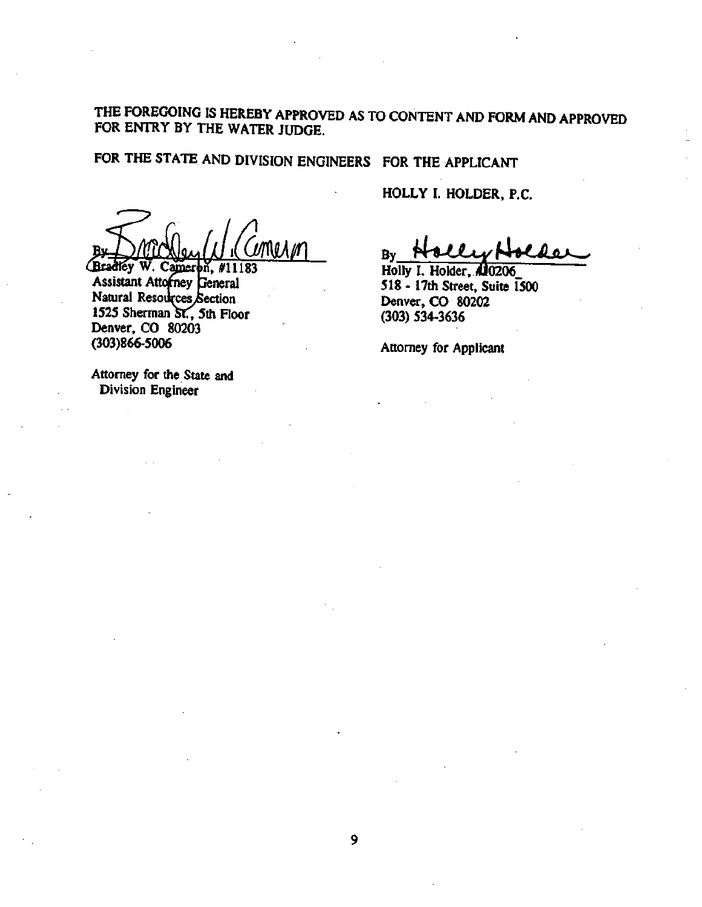THE FOREGOING IS HEREBY APPROVED AS TO CONTENT AND FORM AND APPROVED FOR ENTRY BY THE WATER JUDGE.

FOR THE STATE AND DIVISION ENGINEERS

By ___________________________
Bradley W. Cameron, #11183
Assistant Attorney General
Natural Resources Section
1525 Sherman St., 5th Floor
Denver, CO 80203
(303)866-5006

Attorney for the State and Division Engineer

FOR THE APPLICANT

HOLLY I. HOLDER, P.C.

By ___________________________
Holly I. Holder, #10206
518 - 17th Street, Suite 1500
Denver, CO 80202
(303) 534-3636

Attorney for Applicant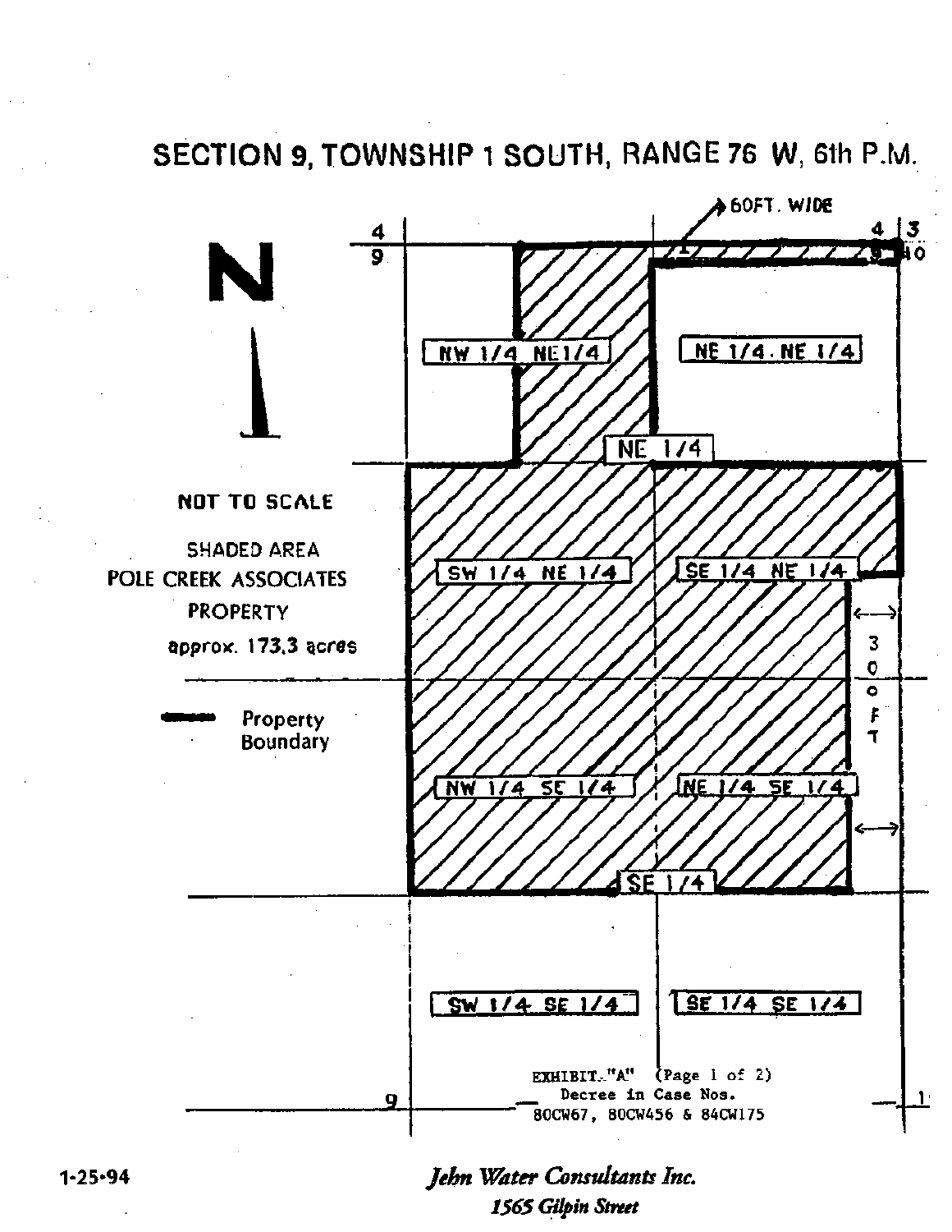# SECTION 9, TOWNSHIP 1 SOUTH, RANGE 76 W, 6th P.M.

N

60FT. WIDE

4 | 4 3
9 | 9 10

NW 1/4 NE 1/4

NE 1/4 NE 1/4

NE 1/4

NOT TO SCALE

SHADED AREA
POLE CREEK ASSOCIATES
PROPERTY
approx. 173.3 acres

SW 1/4 NE 1/4

SE 1/4 NE 1/4

30 FT

Property Boundary

NW 1/4 SE 1/4

NE 1/4 SE 1/4

SE 1/4

SW 1/4 SE 1/4

SE 1/4 SE 1/4

EXHIBIT "A" (Page 1 of 2)
Decree in Case Nos.
80CW67, 80CW456 & 84CW175

9 | 1

1-25-94

*Jehn Water Consultants Inc.*
*1565 Gilpin Street*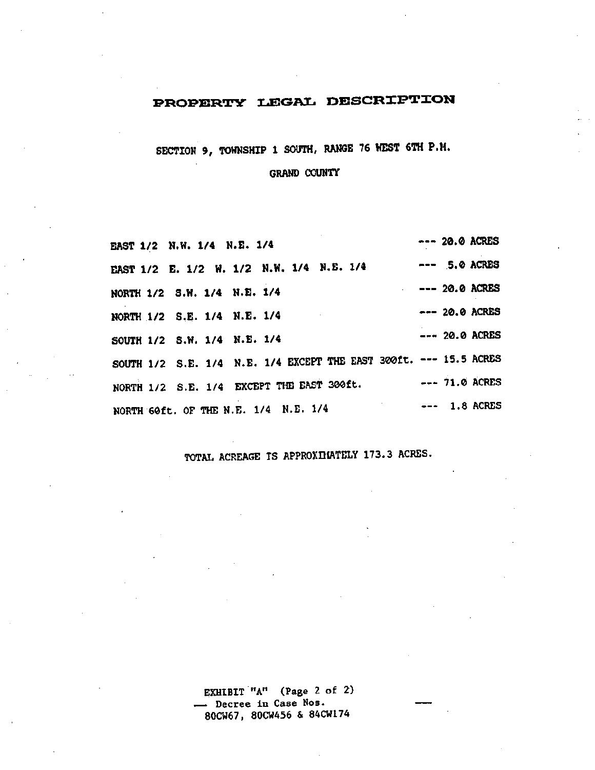# PROPERTY LEGAL DESCRIPTION

SECTION 9, TOWNSHIP 1 SOUTH, RANGE 76 WEST 6TH P.M.

GRAND COUNTY

| | |
|---|---|
| EAST 1/2 N.W. 1/4 N.E. 1/4 | --- 20.0 ACRES |
| EAST 1/2 E. 1/2 W. 1/2 N.W. 1/4 N.E. 1/4 | --- 5.0 ACRES |
| NORTH 1/2 S.W. 1/4 N.E. 1/4 | --- 20.0 ACRES |
| NORTH 1/2 S.E. 1/4 N.E. 1/4 | --- 20.0 ACRES |
| SOUTH 1/2 S.W. 1/4 N.E. 1/4 | --- 20.0 ACRES |
| SOUTH 1/2 S.E. 1/4 N.E. 1/4 EXCEPT THE EAST 300ft. | --- 15.5 ACRES |
| NORTH 1/2 S.E. 1/4 EXCEPT THE EAST 300ft. | --- 71.0 ACRES |
| NORTH 60ft. OF THE N.E. 1/4 N.E. 1/4 | --- 1.8 ACRES |

TOTAL ACREAGE IS APPROXIMATELY 173.3 ACRES.

EXHIBIT "A" (Page 2 of 2)
Decree in Case Nos.
80CW67, 80CW456 & 84CW174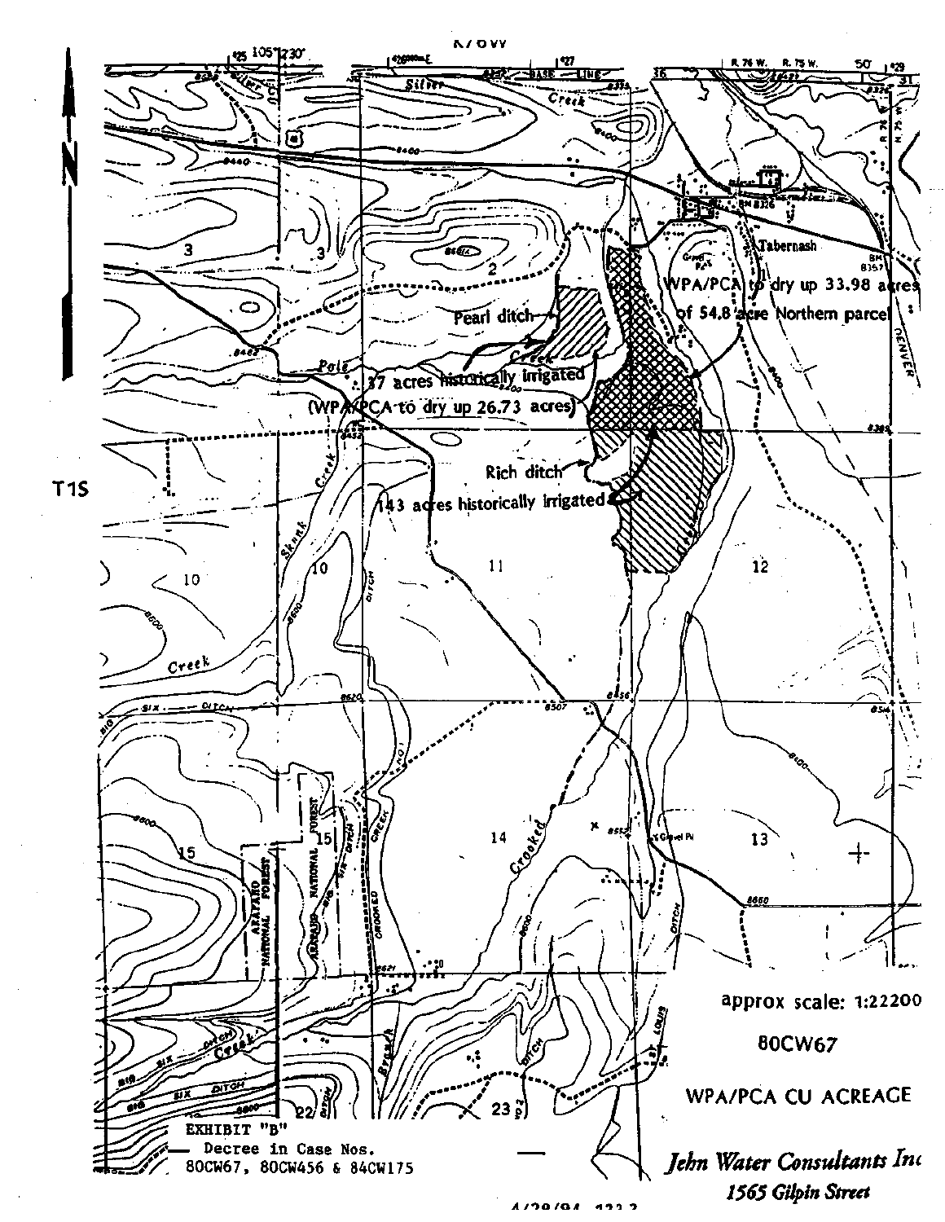T1S

Pearl ditch

37 acres historically irrigated (WPA/PCA to dry up 26.73 acres)

WPA/PCA to dry up 33.98 acres of 54.8 acre Northern parcel

Rich ditch

143 acres historically irrigated

Tabernash

approx scale: 1:22200

80CW67

WPA/PCA CU ACREAGE

EXHIBIT "B"
Decree in Case Nos.
80CW67, 80CW456 & 84CW175

*Jehn Water Consultants Inc*
*1565 Gilpin Street*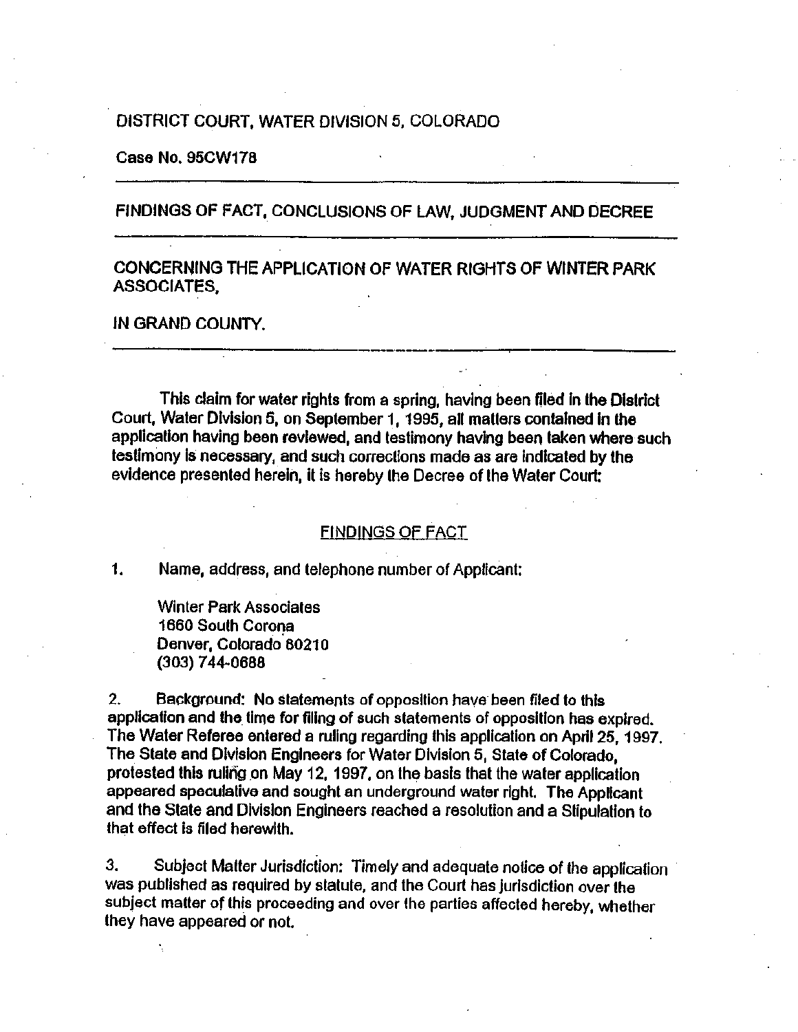DISTRICT COURT, WATER DIVISION 5, COLORADO

Case No. 95CW178

---

FINDINGS OF FACT, CONCLUSIONS OF LAW, JUDGMENT AND DECREE

---

CONCERNING THE APPLICATION OF WATER RIGHTS OF WINTER PARK ASSOCIATES,

IN GRAND COUNTY.

---

This claim for water rights from a spring, having been filed in the District Court, Water Division 5, on September 1, 1995, all matters contained in the application having been reviewed, and testimony having been taken where such testimony is necessary, and such corrections made as are indicated by the evidence presented herein, it is hereby the Decree of the Water Court:

## FINDINGS OF FACT

1. Name, address, and telephone number of Applicant:

   Winter Park Associates
   1660 South Corona
   Denver, Colorado 80210
   (303) 744-0688

2. Background: No statements of opposition have been filed to this application and the time for filing of such statements of opposition has expired. The Water Referee entered a ruling regarding this application on April 25, 1997. The State and Division Engineers for Water Division 5, State of Colorado, protested this ruling on May 12, 1997, on the basis that the water application appeared speculative and sought an underground water right. The Applicant and the State and Division Engineers reached a resolution and a Stipulation to that effect is filed herewith.

3. Subject Matter Jurisdiction: Timely and adequate notice of the application was published as required by statute, and the Court has jurisdiction over the subject matter of this proceeding and over the parties affected hereby, whether they have appeared or not.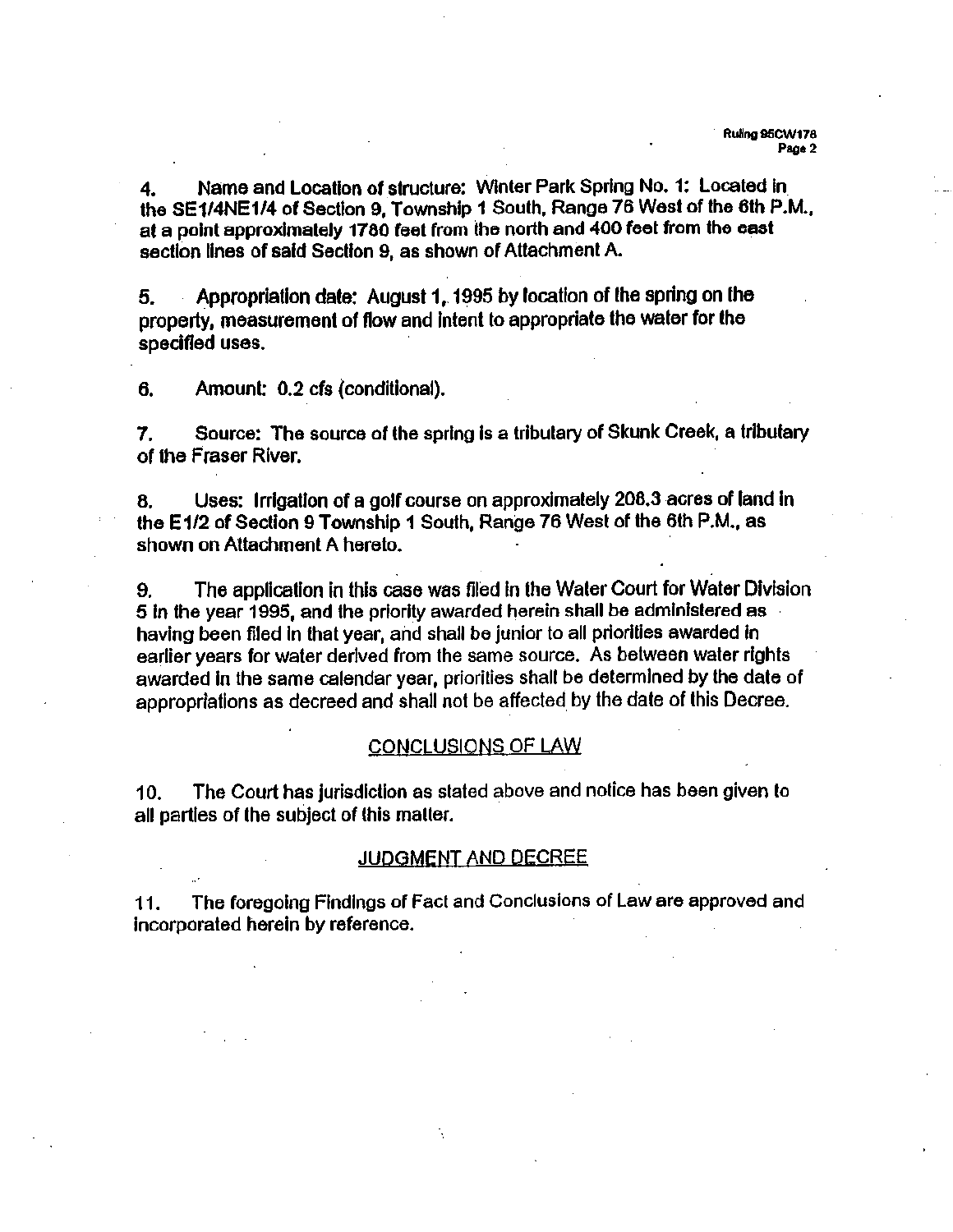4. Name and Location of structure: Winter Park Spring No. 1: Located in the SE1/4NE1/4 of Section 9, Township 1 South, Range 76 West of the 6th P.M., at a point approximately 1780 feet from the north and 400 feet from the east section lines of said Section 9, as shown of Attachment A.

5. Appropriation date: August 1, 1995 by location of the spring on the property, measurement of flow and intent to appropriate the water for the specified uses.

6. Amount: 0.2 cfs (conditional).

7. Source: The source of the spring is a tributary of Skunk Creek, a tributary of the Fraser River.

8. Uses: Irrigation of a golf course on approximately 208.3 acres of land in the E1/2 of Section 9 Township 1 South, Range 76 West of the 6th P.M., as shown on Attachment A hereto.

9. The application in this case was filed in the Water Court for Water Division 5 in the year 1995, and the priority awarded herein shall be administered as having been filed in that year, and shall be junior to all priorities awarded in earlier years for water derived from the same source. As between water rights awarded in the same calendar year, priorities shall be determined by the date of appropriations as decreed and shall not be affected by the date of this Decree.

## CONCLUSIONS OF LAW

10. The Court has jurisdiction as stated above and notice has been given to all parties of the subject of this matter.

## JUDGMENT AND DECREE

11. The foregoing Findings of Fact and Conclusions of Law are approved and incorporated herein by reference.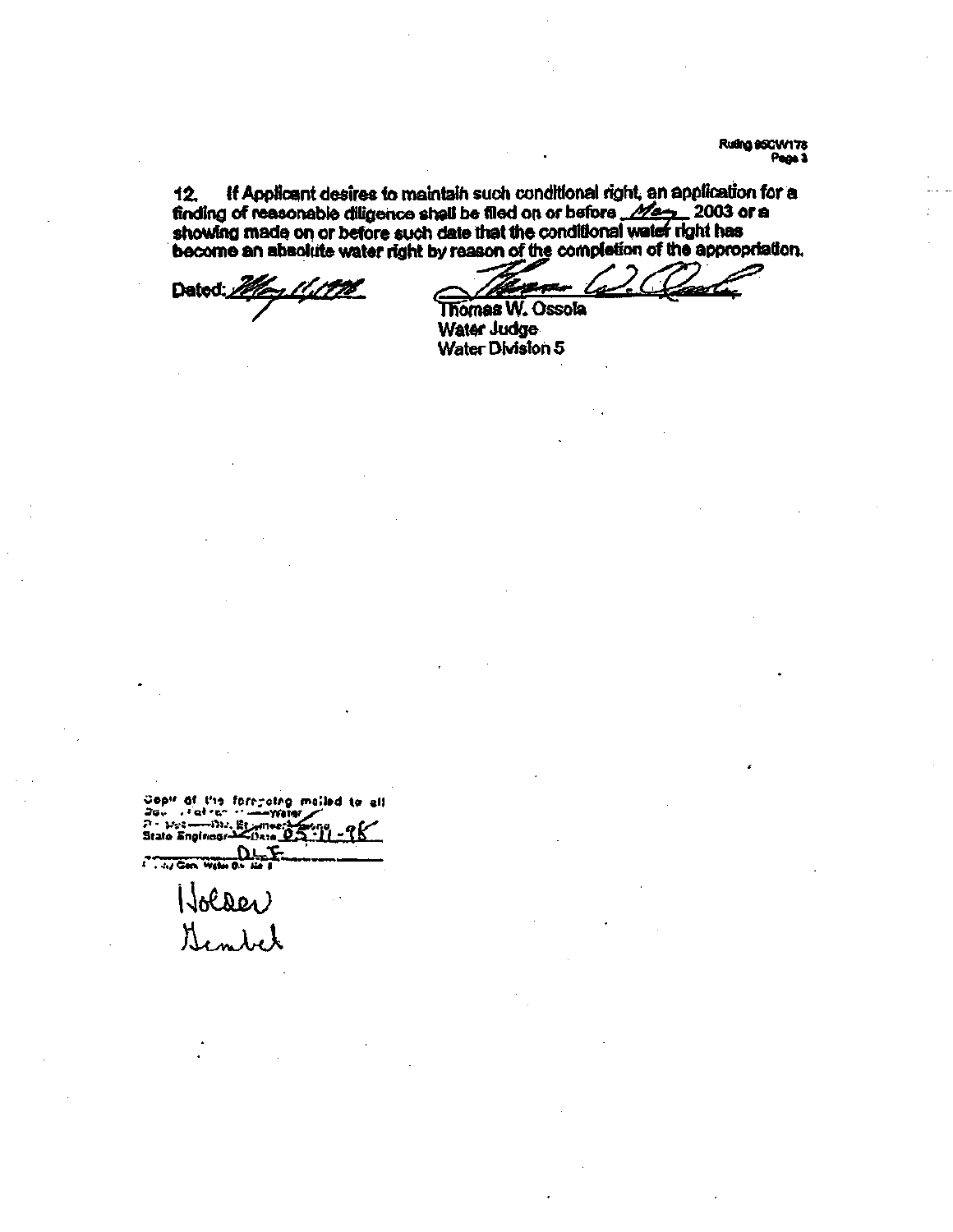12. If Applicant desires to maintain such conditional right, an application for a finding of reasonable diligence shall be filed on or before May 2003 or a showing made on or before such date that the conditional water right has become an absolute water right by reason of the completion of the appropriation.

Dated: May 11, 1998

Thomas W. Ossola
Water Judge
Water Division 5

Copy of the foregoing mailed to all Counsel of record — Water Referee — Div. Engineer & State Engineer — Date 05-11-98

DLF

Clerk, Water Div. No. 5

Holder
Gembel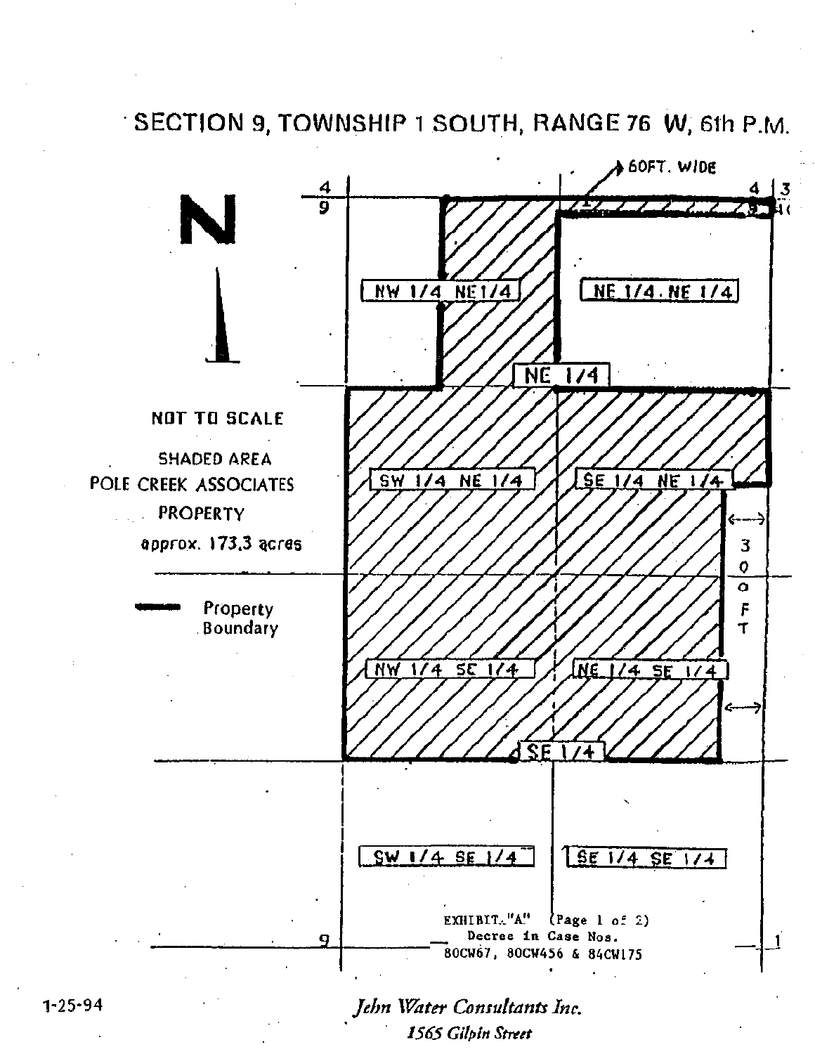# SECTION 9, TOWNSHIP 1 SOUTH, RANGE 76 W, 6th P.M.

N

NOT TO SCALE

SHADED AREA
POLE CREEK ASSOCIATES
PROPERTY
approx. 173.3 acres

Property Boundary

60FT. WIDE

NW 1/4 NE 1/4

NE 1/4 NE 1/4

NE 1/4

SW 1/4 NE 1/4

SE 1/4 NE 1/4

30 FT

NW 1/4 SE 1/4

NE 1/4 SE 1/4

SE 1/4

SW 1/4 SE 1/4

SE 1/4 SE 1/4

EXHIBIT "A" (Page 1 of 2)
Decree in Case Nos.
80CW67, 80CW456 & 84CW175

1-25-94

*John Water Consultants Inc.*
*1565 Gilpin Street*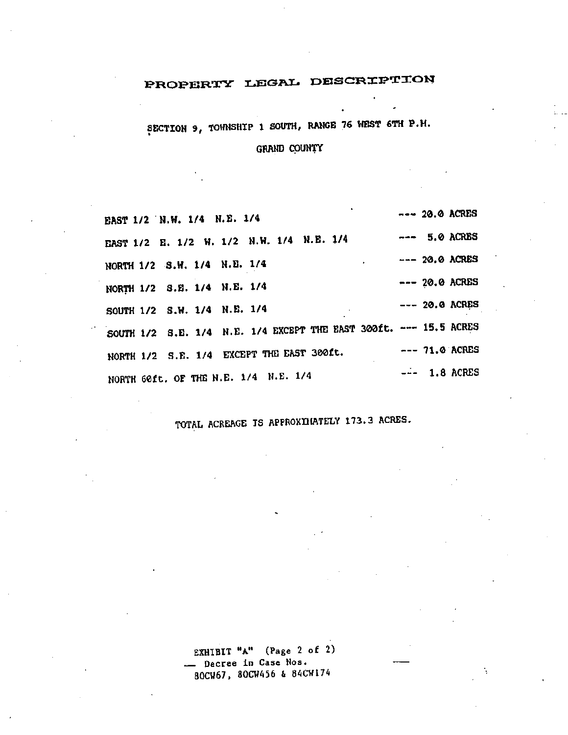# PROPERTY LEGAL DESCRIPTION

SECTION 9, TOWNSHIP 1 SOUTH, RANGE 76 WEST 6TH P.M.

GRAND COUNTY

| | |
|---|---|
| EAST 1/2 N.W. 1/4 N.E. 1/4 | --- 20.0 ACRES |
| EAST 1/2 E. 1/2 W. 1/2 N.W. 1/4 N.E. 1/4 | --- 5.0 ACRES |
| NORTH 1/2 S.W. 1/4 N.E. 1/4 | --- 20.0 ACRES |
| NORTH 1/2 S.E. 1/4 N.E. 1/4 | --- 20.0 ACRES |
| SOUTH 1/2 S.W. 1/4 N.E. 1/4 | --- 20.0 ACRES |
| SOUTH 1/2 S.E. 1/4 N.E. 1/4 EXCEPT THE EAST 300ft. | --- 15.5 ACRES |
| NORTH 1/2 S.E. 1/4 EXCEPT THE EAST 300ft. | --- 71.0 ACRES |
| NORTH 60ft. OF THE N.E. 1/4 N.E. 1/4 | --- 1.8 ACRES |

TOTAL ACREAGE IS APPROXIMATELY 173.3 ACRES.

EXHIBIT "A" (Page 2 of 2)
Decree in Case Nos.
80CW67, 80CW456 & 84CW174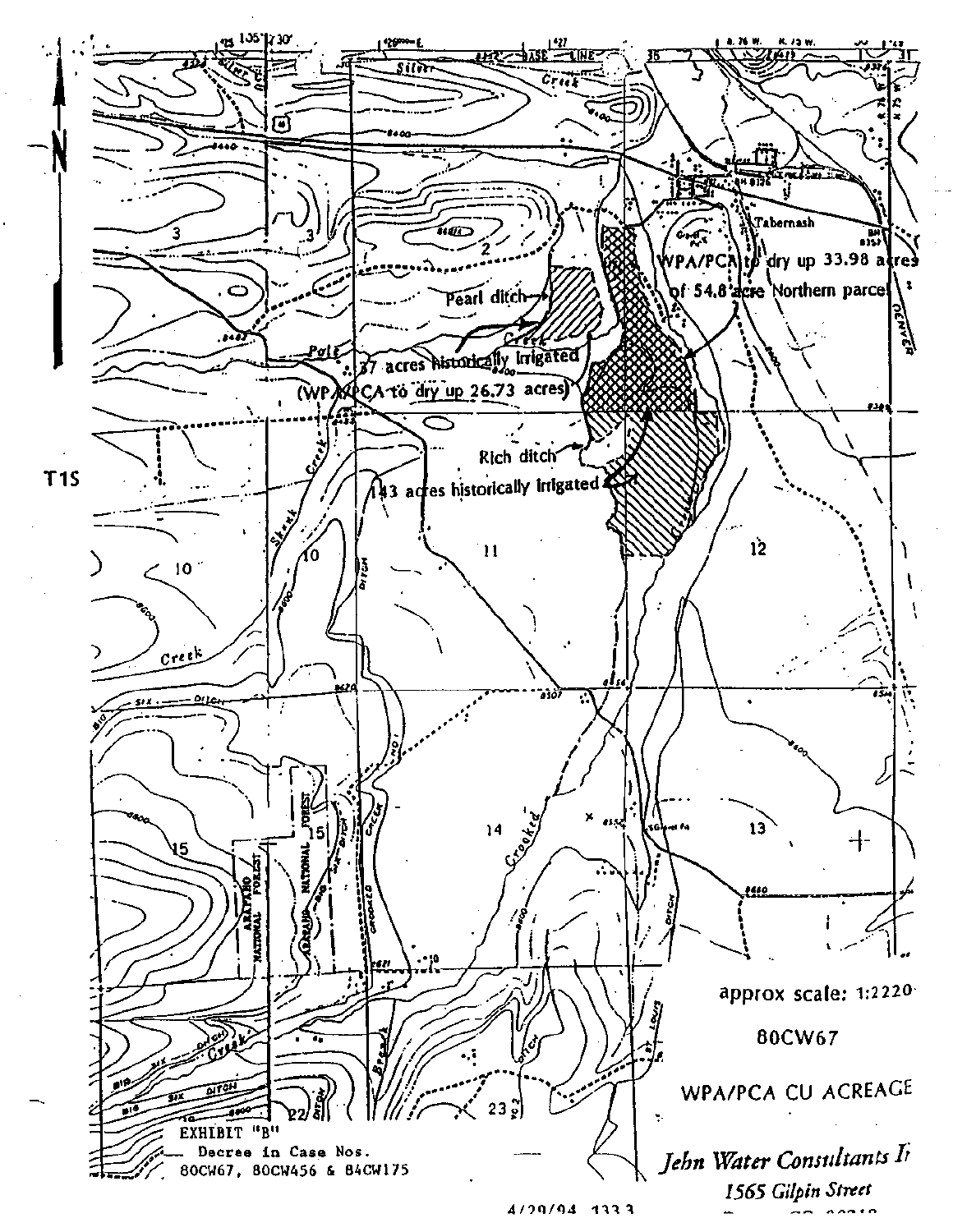WPA/PCA to dry up 33.98 acres of 54.8 acre Northern parcel

Pearl ditch

37 acres historically irrigated (WPA/PCA to dry up 26.73 acres)

Rich ditch

143 acres historically irrigated

T1S

approx scale: 1:2220

80CW67

WPA/PCA CU ACREAGE

EXHIBIT "B"
Decree in Case Nos.
80CW67, 80CW456 & 84CW175

Jehn Water Consultants I
1565 Gilpin Street

4/29/94 133.3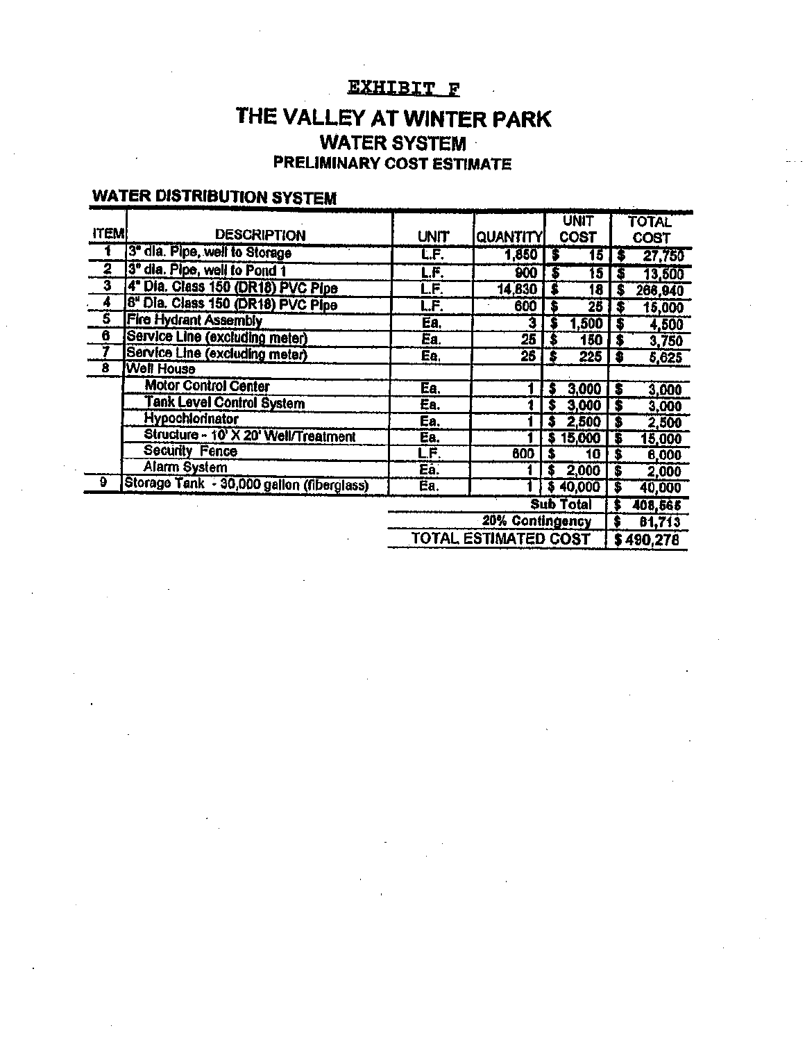EXHIBIT F

# THE VALLEY AT WINTER PARK

## WATER SYSTEM

### PRELIMINARY COST ESTIMATE

**WATER DISTRIBUTION SYSTEM**

| ITEM | DESCRIPTION | UNIT | QUANTITY | UNIT COST | TOTAL COST |
|---|---|---|---|---|---|
| 1 | 3" dia. Pipe, well to Storage | L.F. | 1,850 | $ 15 | $ 27,750 |
| 2 | 3" dia. Pipe, well to Pond 1 | L.F. | 900 | $ 15 | $ 13,500 |
| 3 | 4" Dia. Class 150 (DR18) PVC Pipe | L.F. | 14,830 | $ 18 | $ 266,940 |
| 4 | 6" Dia. Class 150 (DR18) PVC Pipe | L.F. | 600 | $ 25 | $ 15,000 |
| 5 | Fire Hydrant Assembly | Ea. | 3 | $ 1,500 | $ 4,500 |
| 6 | Service Line (excluding meter) | Ea. | 25 | $ 150 | $ 3,750 |
| 7 | Service Line (excluding meter) | Ea. | 25 | $ 225 | $ 5,625 |
| 8 | Well House | | | | |
| | Motor Control Center | Ea. | 1 | $ 3,000 | $ 3,000 |
| | Tank Level Control System | Ea. | 1 | $ 3,000 | $ 3,000 |
| | Hypochlorinator | Ea. | 1 | $ 2,500 | $ 2,500 |
| | Structure - 10' X 20' Well/Treatment | Ea. | 1 | $ 15,000 | $ 15,000 |
| | Security Fence | L.F. | 600 | $ 10 | $ 6,000 |
| | Alarm System | Ea. | 1 | $ 2,000 | $ 2,000 |
| 9 | Storage Tank - 30,000 gallon (fiberglass) | Ea. | 1 | $ 40,000 | $ 40,000 |
| | | | | Sub Total | $ 408,565 |
| | | | | 20% Contingency | $ 81,713 |
| | | | | TOTAL ESTIMATED COST | $ 490,278 |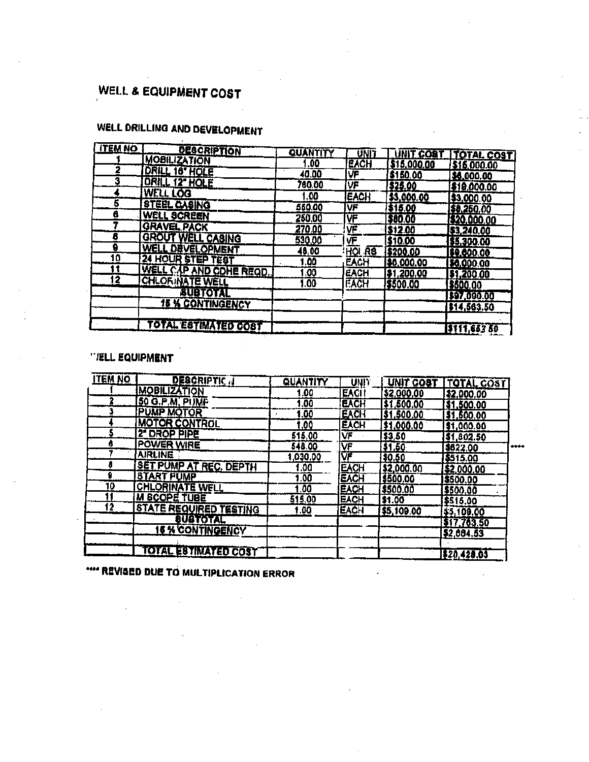# WELL & EQUIPMENT COST

## WELL DRILLING AND DEVELOPMENT

| ITEM NO | DESCRIPTION | QUANTITY | UNIT | UNIT COST | TOTAL COST |
|---|---|---|---|---|---|
| 1 | MOBILIZATION | 1.00 | EACH | $15,000.00 | $15,000.00 |
| 2 | DRILL 16" HOLE | 40.00 | VF | $150.00 | $6,000.00 |
| 3 | DRILL 12" HOLE | 760.00 | VF | $25.00 | $19,000.00 |
| 4 | WELL LOG | 1.00 | EACH | $3,000.00 | $3,000.00 |
| 5 | STEEL CASING | 550.00 | VF | $15.00 | $8,250.00 |
| 6 | WELL SCREEN | 250.00 | VF | $80.00 | $20,000.00 |
| 7 | GRAVEL PACK | 270.00 | VF | $12.00 | $3,240.00 |
| 8 | GROUT WELL CASING | 530.00 | VF | $10.00 | $5,300.00 |
| 9 | WELL DEVELOPMENT | 48.00 | HOURS | $200.00 | $9,600.00 |
| 10 | 24 HOUR STEP TEST | 1.00 | EACH | $6,000.00 | $6,000.00 |
| 11 | WELL CAP AND CDHE REQD. | 1.00 | EACH | $1,200.00 | $1,200.00 |
| 12 | CHLORINATE WELL | 1.00 | EACH | $500.00 | $500.00 |
| | SUBTOTAL | | | | $97,090.00 |
| | 15 % CONTINGENCY | | | | $14,563.50 |
| | | | | | |
| | TOTAL ESTIMATED COST | | | | $111,653.50 |

## WELL EQUIPMENT

| ITEM NO | DESCRIPTION | QUANTITY | UNIT | UNIT COST | TOTAL COST |
|---|---|---|---|---|---|
| 1 | MOBILIZATION | 1.00 | EACH | $2,000.00 | $2,000.00 |
| 2 | 50 G.P.M. PUMP | 1.00 | EACH | $1,500.00 | $1,500.00 |
| 3 | PUMP MOTOR | 1.00 | EACH | $1,500.00 | $1,500.00 |
| 4 | MOTOR CONTROL | 1.00 | EACH | $1,000.00 | $1,000.00 |
| 5 | 2" DROP PIPE | 515.00 | VF | $3.50 | $1,802.50 |
| 6 | POWER WIRE | 548.00 | VF | $1.50 | $822.00 **** |
| 7 | AIRLINE | 1,030.00 | VF | $0.50 | $515.00 |
| 8 | SET PUMP AT REC. DEPTH | 1.00 | EACH | $2,000.00 | $2,000.00 |
| 9 | START PUMP | 1.00 | EACH | $500.00 | $500.00 |
| 10 | CHLORINATE WELL | 1.00 | EACH | $500.00 | $500.00 |
| 11 | M SCOPE TUBE | 515.00 | EACH | $1.00 | $515.00 |
| 12 | STATE REQUIRED TESTING | 1.00 | EACH | $5,109.00 | $5,109.00 |
| | SUBTOTAL | | | | $17,763.50 |
| | 15 % CONTINGENCY | | | | $2,664.53 |
| | | | | | |
| | TOTAL ESTIMATED COST | | | | $20,428.03 |

**** REVISED DUE TO MULTIPLICATION ERROR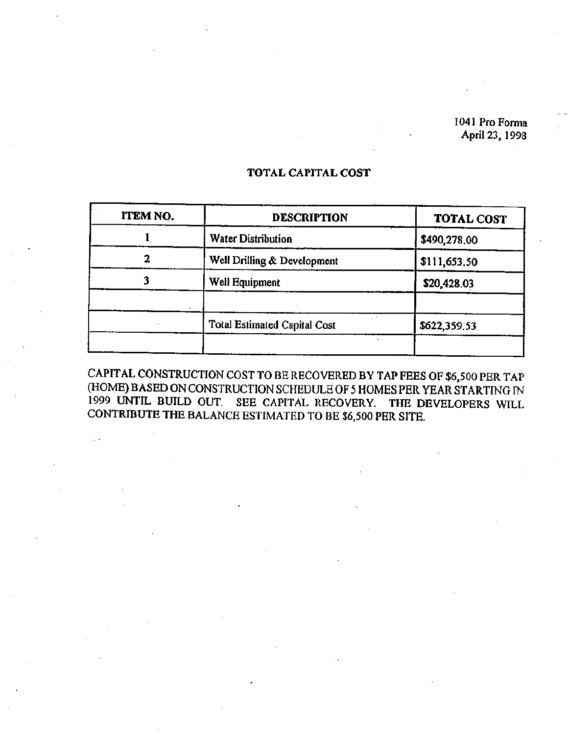1041 Pro Forma
April 23, 1998

## TOTAL CAPITAL COST

| ITEM NO. | DESCRIPTION | TOTAL COST |
|---|---|---|
| 1 | Water Distribution | $490,278.00 |
| 2 | Well Drilling & Development | $111,653.50 |
| 3 | Well Equipment | $20,428.03 |
| | | |
| | Total Estimated Capital Cost | $622,359.53 |
| | | |

CAPITAL CONSTRUCTION COST TO BE RECOVERED BY TAP FEES OF $6,500 PER TAP (HOME) BASED ON CONSTRUCTION SCHEDULE OF 5 HOMES PER YEAR STARTING IN 1999 UNTIL BUILD OUT. SEE CAPITAL RECOVERY. THE DEVELOPERS WILL CONTRIBUTE THE BALANCE ESTIMATED TO BE $6,500 PER SITE.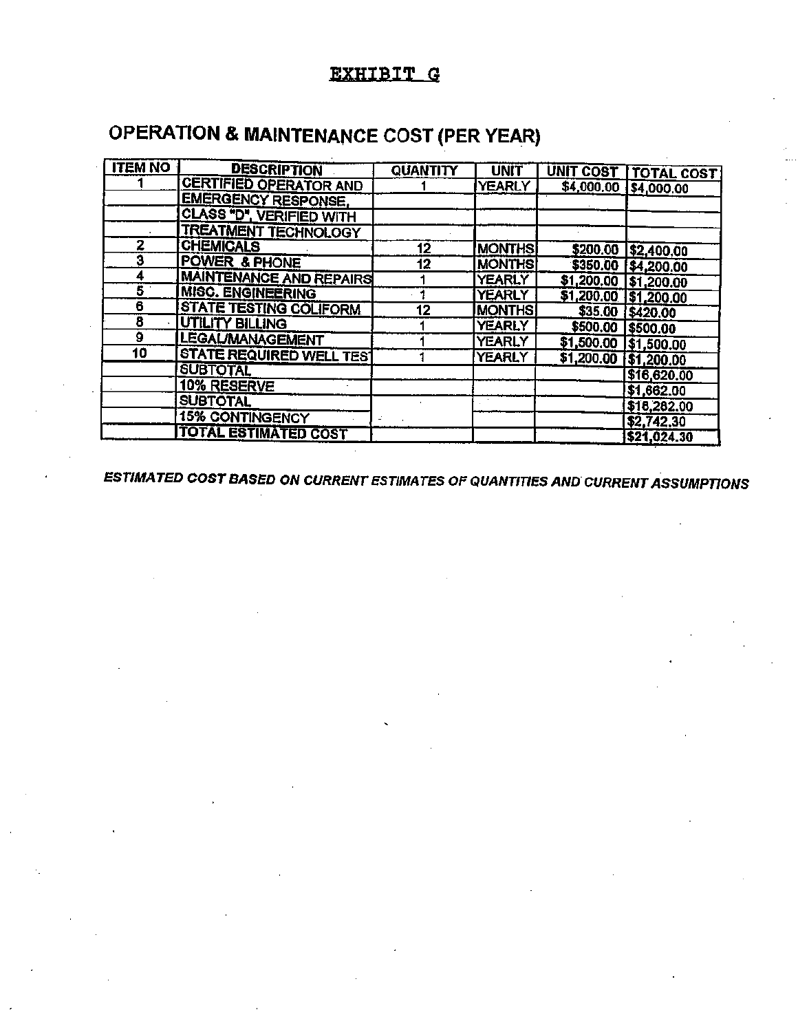# EXHIBIT G

## OPERATION & MAINTENANCE COST (PER YEAR)

| ITEM NO | DESCRIPTION | QUANTITY | UNIT | UNIT COST | TOTAL COST |
|---|---|---|---|---|---|
| 1 | CERTIFIED OPERATOR AND | 1 | YEARLY | $4,000.00 | $4,000.00 |
| | EMERGENCY RESPONSE, | | | | |
| | CLASS "D", VERIFIED WITH | | | | |
| | TREATMENT TECHNOLOGY | | | | |
| 2 | CHEMICALS | 12 | MONTHS | $200.00 | $2,400.00 |
| 3 | POWER & PHONE | 12 | MONTHS | $350.00 | $4,200.00 |
| 4 | MAINTENANCE AND REPAIRS | 1 | YEARLY | $1,200.00 | $1,200.00 |
| 5 | MISC. ENGINEERING | 1 | YEARLY | $1,200.00 | $1,200.00 |
| 6 | STATE TESTING COLIFORM | 12 | MONTHS | $35.00 | $420.00 |
| 8 | UTILITY BILLING | 1 | YEARLY | $500.00 | $500.00 |
| 9 | LEGAL/MANAGEMENT | 1 | YEARLY | $1,500.00 | $1,500.00 |
| 10 | STATE REQUIRED WELL TES | 1 | YEARLY | $1,200.00 | $1,200.00 |
| | SUBTOTAL | | | | $16,620.00 |
| | 10% RESERVE | | | | $1,662.00 |
| | SUBTOTAL | | | | $18,282.00 |
| | 15% CONTINGENCY | | | | $2,742.30 |
| | TOTAL ESTIMATED COST | | | | $21,024.30 |

***ESTIMATED COST BASED ON CURRENT ESTIMATES OF QUANTITIES AND CURRENT ASSUMPTIONS***